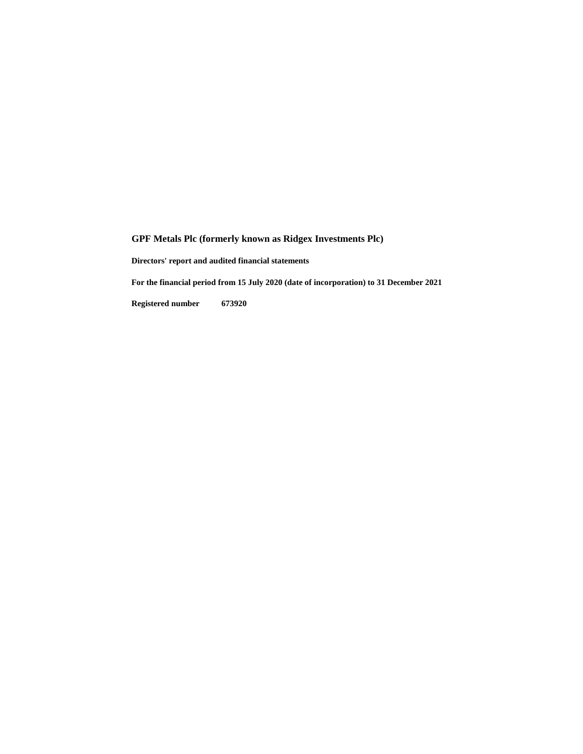# GPF Metals Plc (formerly known as Ridgex Investments Plc)

**Directors' report and audited financial statements**

**For the financial period from 15 July 2020 (date of incorporation) to 31 December 2021**

**Registered number 673920**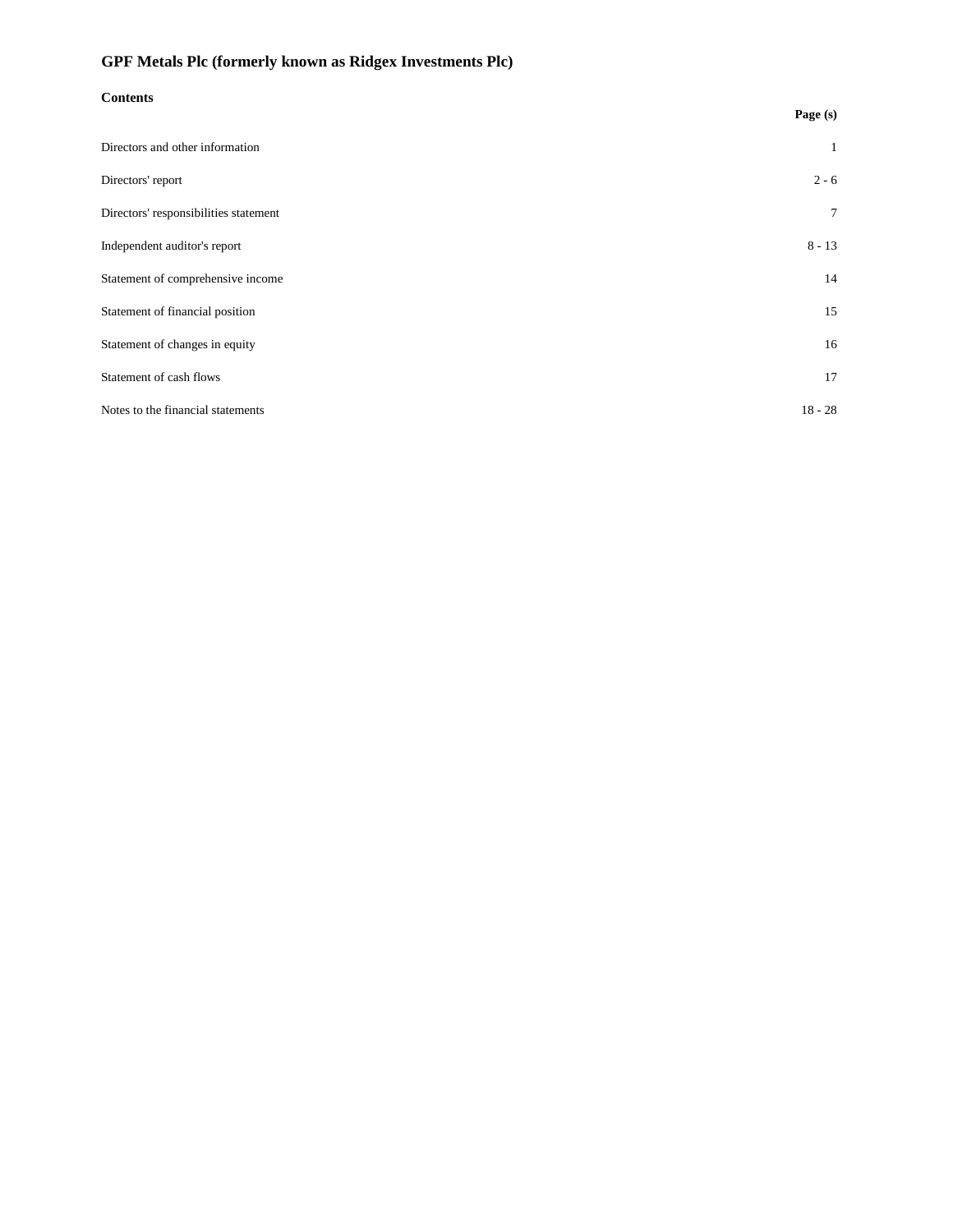# GPF Metals Plc (formerly known as Ridgex Investments Plc)

## Contents

| | Page (s) |
|---|---|
| Directors and other information | 1 |
| Directors' report | 2 - 6 |
| Directors' responsibilities statement | 7 |
| Independent auditor's report | 8 - 13 |
| Statement of comprehensive income | 14 |
| Statement of financial position | 15 |
| Statement of changes in equity | 16 |
| Statement of cash flows | 17 |
| Notes to the financial statements | 18 - 28 |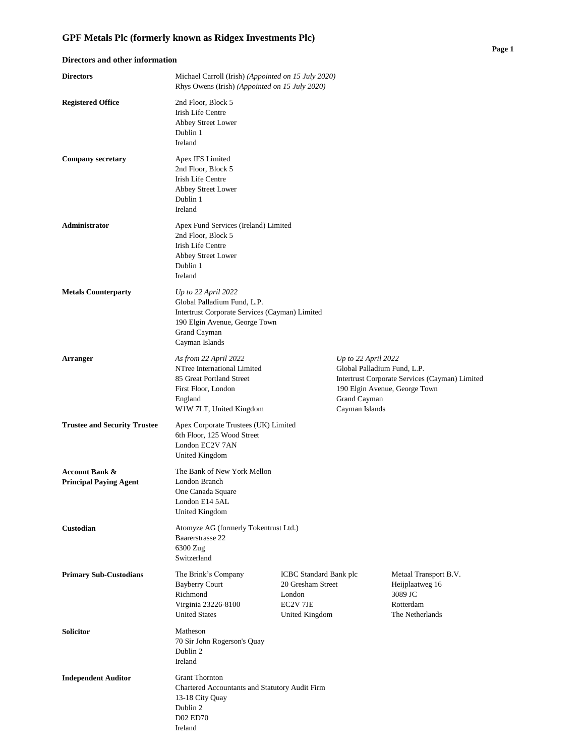# GPF Metals Plc (formerly known as Ridgex Investments Plc)

## Directors and other information

| | | | |
|---|---|---|---|
| **Directors** | Michael Carroll (Irish) *(Appointed on 15 July 2020)*<br>Rhys Owens (Irish) *(Appointed on 15 July 2020)* | | |
| **Registered Office** | 2nd Floor, Block 5<br>Irish Life Centre<br>Abbey Street Lower<br>Dublin 1<br>Ireland | | |
| **Company secretary** | Apex IFS Limited<br>2nd Floor, Block 5<br>Irish Life Centre<br>Abbey Street Lower<br>Dublin 1<br>Ireland | | |
| **Administrator** | Apex Fund Services (Ireland) Limited<br>2nd Floor, Block 5<br>Irish Life Centre<br>Abbey Street Lower<br>Dublin 1<br>Ireland | | |
| **Metals Counterparty** | *Up to 22 April 2022*<br>Global Palladium Fund, L.P.<br>Intertrust Corporate Services (Cayman) Limited<br>190 Elgin Avenue, George Town<br>Grand Cayman<br>Cayman Islands | | |
| **Arranger** | *As from 22 April 2022*<br>NTree International Limited<br>85 Great Portland Street<br>First Floor, London<br>England<br>W1W 7LT, United Kingdom | *Up to 22 April 2022*<br>Global Palladium Fund, L.P.<br>Intertrust Corporate Services (Cayman) Limited<br>190 Elgin Avenue, George Town<br>Grand Cayman<br>Cayman Islands | |
| **Trustee and Security Trustee** | Apex Corporate Trustees (UK) Limited<br>6th Floor, 125 Wood Street<br>London EC2V 7AN<br>United Kingdom | | |
| **Account Bank & Principal Paying Agent** | The Bank of New York Mellon<br>London Branch<br>One Canada Square<br>London E14 5AL<br>United Kingdom | | |
| **Custodian** | Atomyze AG (formerly Tokentrust Ltd.)<br>Baarerstrasse 22<br>6300 Zug<br>Switzerland | | |
| **Primary Sub-Custodians** | The Brink's Company<br>Bayberry Court<br>Richmond<br>Virginia 23226-8100<br>United States | ICBC Standard Bank plc<br>20 Gresham Street<br>London<br>EC2V 7JE<br>United Kingdom | Metaal Transport B.V.<br>Heijplaatweg 16<br>3089 JC<br>Rotterdam<br>The Netherlands |
| **Solicitor** | Matheson<br>70 Sir John Rogerson's Quay<br>Dublin 2<br>Ireland | | |
| **Independent Auditor** | Grant Thornton<br>Chartered Accountants and Statutory Audit Firm<br>13-18 City Quay<br>Dublin 2<br>D02 ED70<br>Ireland | | |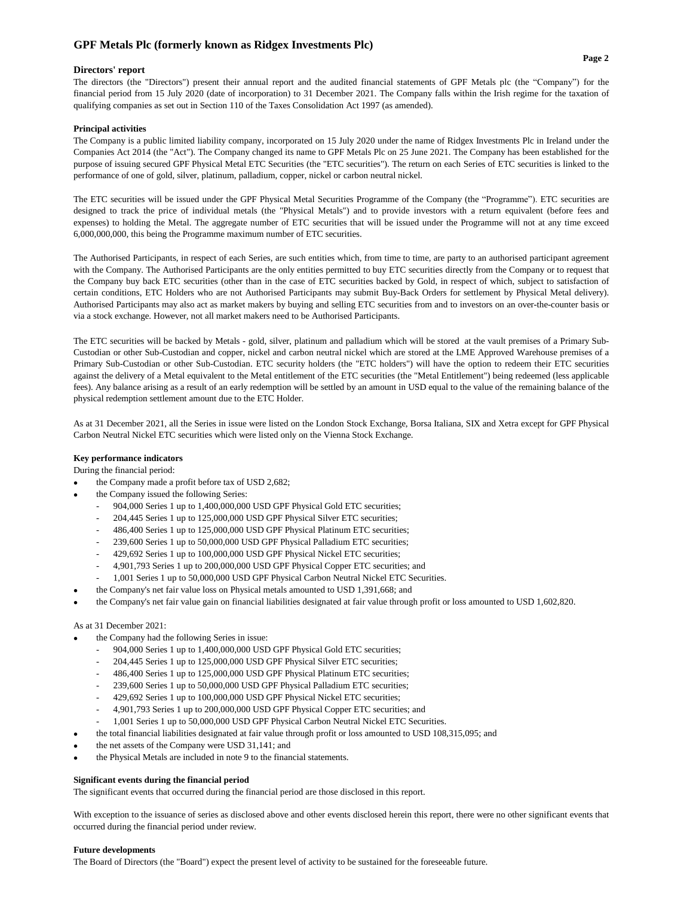# GPF Metals Plc (formerly known as Ridgex Investments Plc)

## Directors' report

The directors (the "Directors") present their annual report and the audited financial statements of GPF Metals plc (the "Company") for the financial period from 15 July 2020 (date of incorporation) to 31 December 2021. The Company falls within the Irish regime for the taxation of qualifying companies as set out in Section 110 of the Taxes Consolidation Act 1997 (as amended).

### Principal activities

The Company is a public limited liability company, incorporated on 15 July 2020 under the name of Ridgex Investments Plc in Ireland under the Companies Act 2014 (the "Act"). The Company changed its name to GPF Metals Plc on 25 June 2021. The Company has been established for the purpose of issuing secured GPF Physical Metal ETC Securities (the "ETC securities"). The return on each Series of ETC securities is linked to the performance of one of gold, silver, platinum, palladium, copper, nickel or carbon neutral nickel.

The ETC securities will be issued under the GPF Physical Metal Securities Programme of the Company (the "Programme"). ETC securities are designed to track the price of individual metals (the "Physical Metals") and to provide investors with a return equivalent (before fees and expenses) to holding the Metal. The aggregate number of ETC securities that will be issued under the Programme will not at any time exceed 6,000,000,000, this being the Programme maximum number of ETC securities.

The Authorised Participants, in respect of each Series, are such entities which, from time to time, are party to an authorised participant agreement with the Company. The Authorised Participants are the only entities permitted to buy ETC securities directly from the Company or to request that the Company buy back ETC securities (other than in the case of ETC securities backed by Gold, in respect of which, subject to satisfaction of certain conditions, ETC Holders who are not Authorised Participants may submit Buy-Back Orders for settlement by Physical Metal delivery). Authorised Participants may also act as market makers by buying and selling ETC securities from and to investors on an over-the-counter basis or via a stock exchange. However, not all market makers need to be Authorised Participants.

The ETC securities will be backed by Metals - gold, silver, platinum and palladium which will be stored at the vault premises of a Primary Sub-Custodian or other Sub-Custodian and copper, nickel and carbon neutral nickel which are stored at the LME Approved Warehouse premises of a Primary Sub-Custodian or other Sub-Custodian. ETC security holders (the "ETC holders") will have the option to redeem their ETC securities against the delivery of a Metal equivalent to the Metal entitlement of the ETC securities (the "Metal Entitlement") being redeemed (less applicable fees). Any balance arising as a result of an early redemption will be settled by an amount in USD equal to the value of the remaining balance of the physical redemption settlement amount due to the ETC Holder.

As at 31 December 2021, all the Series in issue were listed on the London Stock Exchange, Borsa Italiana, SIX and Xetra except for GPF Physical Carbon Neutral Nickel ETC securities which were listed only on the Vienna Stock Exchange.

### Key performance indicators

During the financial period:

- the Company made a profit before tax of USD 2,682;
- the Company issued the following Series:
  - 904,000 Series 1 up to 1,400,000,000 USD GPF Physical Gold ETC securities;
  - 204,445 Series 1 up to 125,000,000 USD GPF Physical Silver ETC securities;
  - 486,400 Series 1 up to 125,000,000 USD GPF Physical Platinum ETC securities;
  - 239,600 Series 1 up to 50,000,000 USD GPF Physical Palladium ETC securities;
  - 429,692 Series 1 up to 100,000,000 USD GPF Physical Nickel ETC securities;
  - 4,901,793 Series 1 up to 200,000,000 USD GPF Physical Copper ETC securities; and
  - 1,001 Series 1 up to 50,000,000 USD GPF Physical Carbon Neutral Nickel ETC Securities.
- the Company's net fair value loss on Physical metals amounted to USD 1,391,668; and
- the Company's net fair value gain on financial liabilities designated at fair value through profit or loss amounted to USD 1,602,820.

As at 31 December 2021:

- the Company had the following Series in issue:
  - 904,000 Series 1 up to 1,400,000,000 USD GPF Physical Gold ETC securities;
  - 204,445 Series 1 up to 125,000,000 USD GPF Physical Silver ETC securities;
  - 486,400 Series 1 up to 125,000,000 USD GPF Physical Platinum ETC securities;
  - 239,600 Series 1 up to 50,000,000 USD GPF Physical Palladium ETC securities;
  - 429,692 Series 1 up to 100,000,000 USD GPF Physical Nickel ETC securities;
  - 4,901,793 Series 1 up to 200,000,000 USD GPF Physical Copper ETC securities; and
  - 1,001 Series 1 up to 50,000,000 USD GPF Physical Carbon Neutral Nickel ETC Securities.
- the total financial liabilities designated at fair value through profit or loss amounted to USD 108,315,095; and
- the net assets of the Company were USD 31,141; and
- the Physical Metals are included in note 9 to the financial statements.

### Significant events during the financial period

The significant events that occurred during the financial period are those disclosed in this report.

With exception to the issuance of series as disclosed above and other events disclosed herein this report, there were no other significant events that occurred during the financial period under review.

### Future developments

The Board of Directors (the "Board") expect the present level of activity to be sustained for the foreseeable future.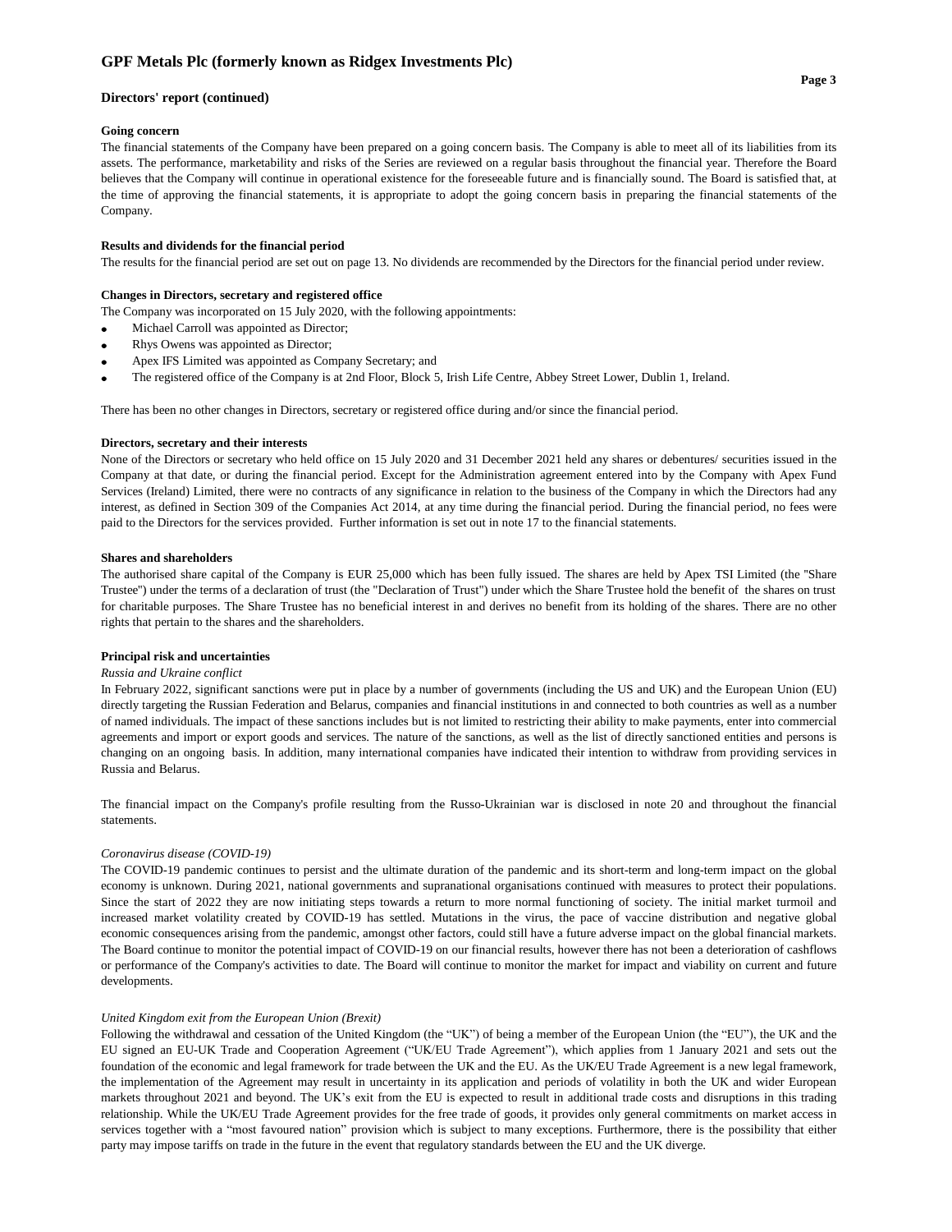## Directors' report (continued)

### Going concern

The financial statements of the Company have been prepared on a going concern basis. The Company is able to meet all of its liabilities from its assets. The performance, marketability and risks of the Series are reviewed on a regular basis throughout the financial year. Therefore the Board believes that the Company will continue in operational existence for the foreseeable future and is financially sound. The Board is satisfied that, at the time of approving the financial statements, it is appropriate to adopt the going concern basis in preparing the financial statements of the Company.

### Results and dividends for the financial period

The results for the financial period are set out on page 13. No dividends are recommended by the Directors for the financial period under review.

### Changes in Directors, secretary and registered office

The Company was incorporated on 15 July 2020, with the following appointments:

- Michael Carroll was appointed as Director;
- Rhys Owens was appointed as Director;
- Apex IFS Limited was appointed as Company Secretary; and
- The registered office of the Company is at 2nd Floor, Block 5, Irish Life Centre, Abbey Street Lower, Dublin 1, Ireland.

There has been no other changes in Directors, secretary or registered office during and/or since the financial period.

### Directors, secretary and their interests

None of the Directors or secretary who held office on 15 July 2020 and 31 December 2021 held any shares or debentures/ securities issued in the Company at that date, or during the financial period. Except for the Administration agreement entered into by the Company with Apex Fund Services (Ireland) Limited, there were no contracts of any significance in relation to the business of the Company in which the Directors had any interest, as defined in Section 309 of the Companies Act 2014, at any time during the financial period. During the financial period, no fees were paid to the Directors for the services provided. Further information is set out in note 17 to the financial statements.

### Shares and shareholders

The authorised share capital of the Company is EUR 25,000 which has been fully issued. The shares are held by Apex TSI Limited (the "Share Trustee") under the terms of a declaration of trust (the "Declaration of Trust") under which the Share Trustee hold the benefit of the shares on trust for charitable purposes. The Share Trustee has no beneficial interest in and derives no benefit from its holding of the shares. There are no other rights that pertain to the shares and the shareholders.

### Principal risk and uncertainties

*Russia and Ukraine conflict*

In February 2022, significant sanctions were put in place by a number of governments (including the US and UK) and the European Union (EU) directly targeting the Russian Federation and Belarus, companies and financial institutions in and connected to both countries as well as a number of named individuals. The impact of these sanctions includes but is not limited to restricting their ability to make payments, enter into commercial agreements and import or export goods and services. The nature of the sanctions, as well as the list of directly sanctioned entities and persons is changing on an ongoing basis. In addition, many international companies have indicated their intention to withdraw from providing services in Russia and Belarus.

The financial impact on the Company's profile resulting from the Russo-Ukrainian war is disclosed in note 20 and throughout the financial statements.

*Coronavirus disease (COVID-19)*

The COVID-19 pandemic continues to persist and the ultimate duration of the pandemic and its short-term and long-term impact on the global economy is unknown. During 2021, national governments and supranational organisations continued with measures to protect their populations. Since the start of 2022 they are now initiating steps towards a return to more normal functioning of society. The initial market turmoil and increased market volatility created by COVID-19 has settled. Mutations in the virus, the pace of vaccine distribution and negative global economic consequences arising from the pandemic, amongst other factors, could still have a future adverse impact on the global financial markets. The Board continue to monitor the potential impact of COVID-19 on our financial results, however there has not been a deterioration of cashflows or performance of the Company's activities to date. The Board will continue to monitor the market for impact and viability on current and future developments.

*United Kingdom exit from the European Union (Brexit)*

Following the withdrawal and cessation of the United Kingdom (the "UK") of being a member of the European Union (the "EU"), the UK and the EU signed an EU-UK Trade and Cooperation Agreement ("UK/EU Trade Agreement"), which applies from 1 January 2021 and sets out the foundation of the economic and legal framework for trade between the UK and the EU. As the UK/EU Trade Agreement is a new legal framework, the implementation of the Agreement may result in uncertainty in its application and periods of volatility in both the UK and wider European markets throughout 2021 and beyond. The UK's exit from the EU is expected to result in additional trade costs and disruptions in this trading relationship. While the UK/EU Trade Agreement provides for the free trade of goods, it provides only general commitments on market access in services together with a "most favoured nation" provision which is subject to many exceptions. Furthermore, there is the possibility that either party may impose tariffs on trade in the future in the event that regulatory standards between the EU and the UK diverge.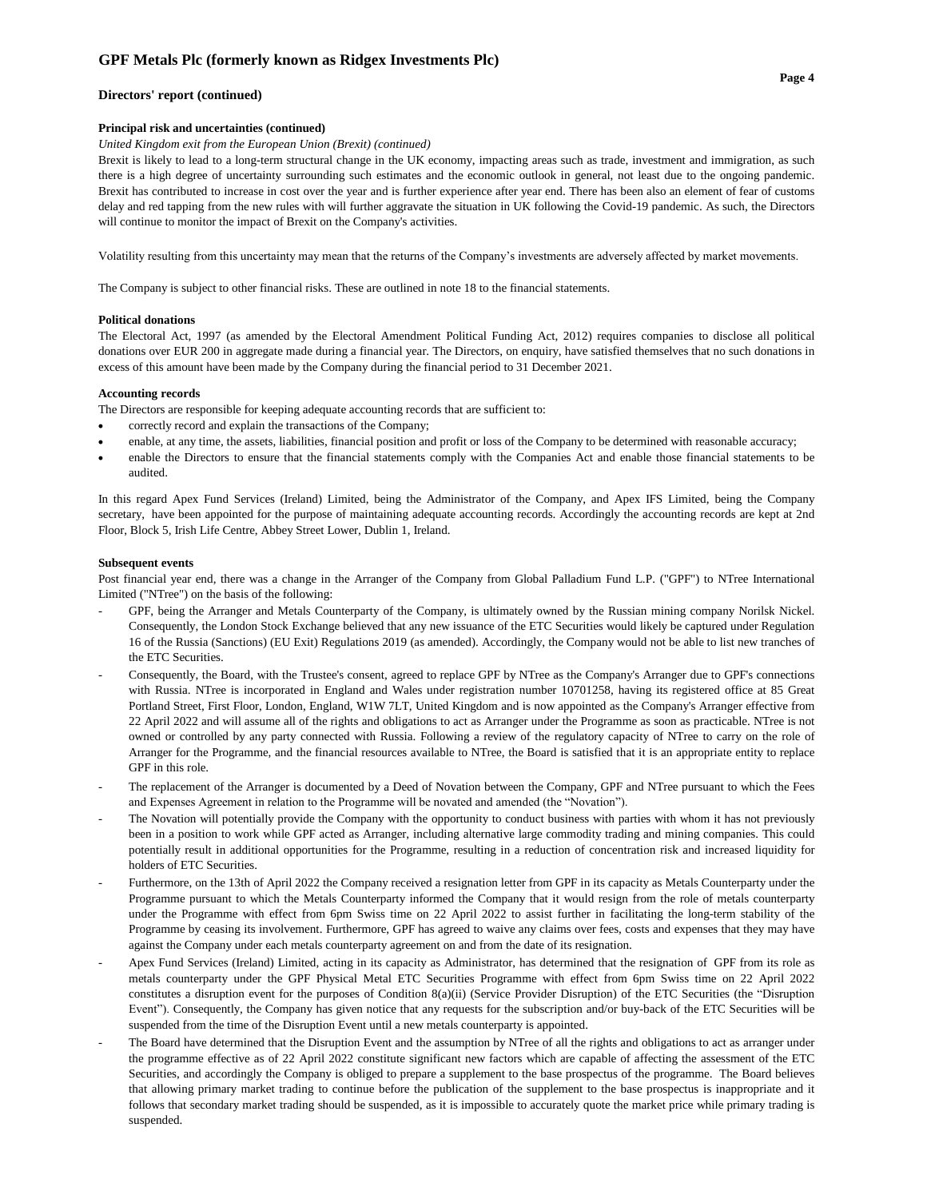## Directors' report (continued)

### Principal risk and uncertainties (continued)

*United Kingdom exit from the European Union (Brexit) (continued)*

Brexit is likely to lead to a long-term structural change in the UK economy, impacting areas such as trade, investment and immigration, as such there is a high degree of uncertainty surrounding such estimates and the economic outlook in general, not least due to the ongoing pandemic. Brexit has contributed to increase in cost over the year and is further experience after year end. There has been also an element of fear of customs delay and red tapping from the new rules with will further aggravate the situation in UK following the Covid-19 pandemic. As such, the Directors will continue to monitor the impact of Brexit on the Company's activities.

Volatility resulting from this uncertainty may mean that the returns of the Company's investments are adversely affected by market movements.

The Company is subject to other financial risks. These are outlined in note 18 to the financial statements.

### Political donations

The Electoral Act, 1997 (as amended by the Electoral Amendment Political Funding Act, 2012) requires companies to disclose all political donations over EUR 200 in aggregate made during a financial year. The Directors, on enquiry, have satisfied themselves that no such donations in excess of this amount have been made by the Company during the financial period to 31 December 2021.

### Accounting records

The Directors are responsible for keeping adequate accounting records that are sufficient to:

- correctly record and explain the transactions of the Company;
- enable, at any time, the assets, liabilities, financial position and profit or loss of the Company to be determined with reasonable accuracy;
- enable the Directors to ensure that the financial statements comply with the Companies Act and enable those financial statements to be audited.

In this regard Apex Fund Services (Ireland) Limited, being the Administrator of the Company, and Apex IFS Limited, being the Company secretary, have been appointed for the purpose of maintaining adequate accounting records. Accordingly the accounting records are kept at 2nd Floor, Block 5, Irish Life Centre, Abbey Street Lower, Dublin 1, Ireland.

### Subsequent events

Post financial year end, there was a change in the Arranger of the Company from Global Palladium Fund L.P. ("GPF") to NTree International Limited ("NTree") on the basis of the following:

- GPF, being the Arranger and Metals Counterparty of the Company, is ultimately owned by the Russian mining company Norilsk Nickel. Consequently, the London Stock Exchange believed that any new issuance of the ETC Securities would likely be captured under Regulation 16 of the Russia (Sanctions) (EU Exit) Regulations 2019 (as amended). Accordingly, the Company would not be able to list new tranches of the ETC Securities.
- Consequently, the Board, with the Trustee's consent, agreed to replace GPF by NTree as the Company's Arranger due to GPF's connections with Russia. NTree is incorporated in England and Wales under registration number 10701258, having its registered office at 85 Great Portland Street, First Floor, London, England, W1W 7LT, United Kingdom and is now appointed as the Company's Arranger effective from 22 April 2022 and will assume all of the rights and obligations to act as Arranger under the Programme as soon as practicable. NTree is not owned or controlled by any party connected with Russia. Following a review of the regulatory capacity of NTree to carry on the role of Arranger for the Programme, and the financial resources available to NTree, the Board is satisfied that it is an appropriate entity to replace GPF in this role.
- The replacement of the Arranger is documented by a Deed of Novation between the Company, GPF and NTree pursuant to which the Fees and Expenses Agreement in relation to the Programme will be novated and amended (the "Novation").
- The Novation will potentially provide the Company with the opportunity to conduct business with parties with whom it has not previously been in a position to work while GPF acted as Arranger, including alternative large commodity trading and mining companies. This could potentially result in additional opportunities for the Programme, resulting in a reduction of concentration risk and increased liquidity for holders of ETC Securities.
- Furthermore, on the 13th of April 2022 the Company received a resignation letter from GPF in its capacity as Metals Counterparty under the Programme pursuant to which the Metals Counterparty informed the Company that it would resign from the role of metals counterparty under the Programme with effect from 6pm Swiss time on 22 April 2022 to assist further in facilitating the long-term stability of the Programme by ceasing its involvement. Furthermore, GPF has agreed to waive any claims over fees, costs and expenses that they may have against the Company under each metals counterparty agreement on and from the date of its resignation.
- Apex Fund Services (Ireland) Limited, acting in its capacity as Administrator, has determined that the resignation of GPF from its role as metals counterparty under the GPF Physical Metal ETC Securities Programme with effect from 6pm Swiss time on 22 April 2022 constitutes a disruption event for the purposes of Condition 8(a)(ii) (Service Provider Disruption) of the ETC Securities (the "Disruption Event"). Consequently, the Company has given notice that any requests for the subscription and/or buy-back of the ETC Securities will be suspended from the time of the Disruption Event until a new metals counterparty is appointed.
- The Board have determined that the Disruption Event and the assumption by NTree of all the rights and obligations to act as arranger under the programme effective as of 22 April 2022 constitute significant new factors which are capable of affecting the assessment of the ETC Securities, and accordingly the Company is obliged to prepare a supplement to the base prospectus of the programme. The Board believes that allowing primary market trading to continue before the publication of the supplement to the base prospectus is inappropriate and it follows that secondary market trading should be suspended, as it is impossible to accurately quote the market price while primary trading is suspended.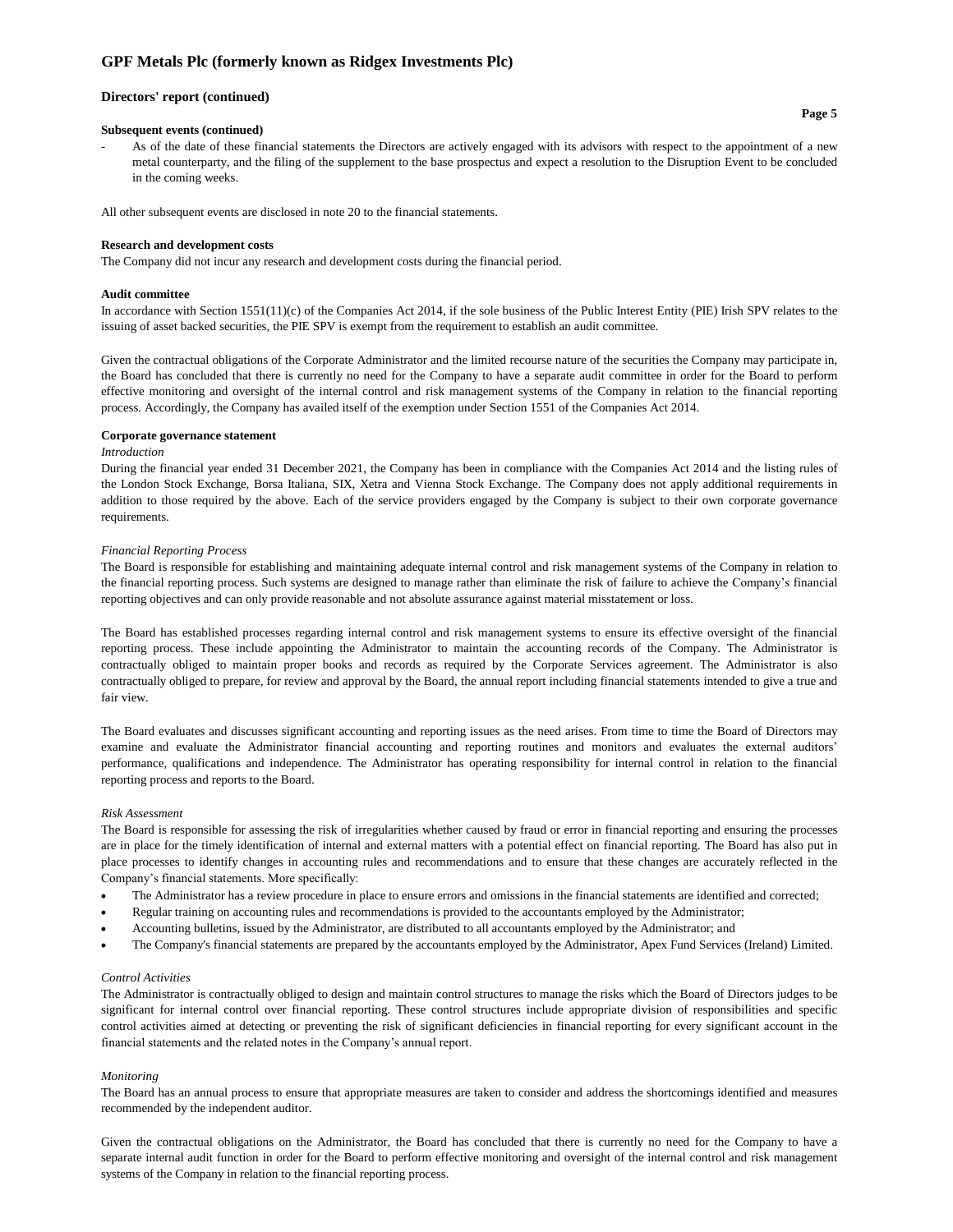## Directors' report (continued)

**Subsequent events (continued)**

- As of the date of these financial statements the Directors are actively engaged with its advisors with respect to the appointment of a new metal counterparty, and the filing of the supplement to the base prospectus and expect a resolution to the Disruption Event to be concluded in the coming weeks.

All other subsequent events are disclosed in note 20 to the financial statements.

**Research and development costs**

The Company did not incur any research and development costs during the financial period.

**Audit committee**

In accordance with Section 1551(11)(c) of the Companies Act 2014, if the sole business of the Public Interest Entity (PIE) Irish SPV relates to the issuing of asset backed securities, the PIE SPV is exempt from the requirement to establish an audit committee.

Given the contractual obligations of the Corporate Administrator and the limited recourse nature of the securities the Company may participate in, the Board has concluded that there is currently no need for the Company to have a separate audit committee in order for the Board to perform effective monitoring and oversight of the internal control and risk management systems of the Company in relation to the financial reporting process. Accordingly, the Company has availed itself of the exemption under Section 1551 of the Companies Act 2014.

**Corporate governance statement**

*Introduction*

During the financial year ended 31 December 2021, the Company has been in compliance with the Companies Act 2014 and the listing rules of the London Stock Exchange, Borsa Italiana, SIX, Xetra and Vienna Stock Exchange. The Company does not apply additional requirements in addition to those required by the above. Each of the service providers engaged by the Company is subject to their own corporate governance requirements.

*Financial Reporting Process*

The Board is responsible for establishing and maintaining adequate internal control and risk management systems of the Company in relation to the financial reporting process. Such systems are designed to manage rather than eliminate the risk of failure to achieve the Company's financial reporting objectives and can only provide reasonable and not absolute assurance against material misstatement or loss.

The Board has established processes regarding internal control and risk management systems to ensure its effective oversight of the financial reporting process. These include appointing the Administrator to maintain the accounting records of the Company. The Administrator is contractually obliged to maintain proper books and records as required by the Corporate Services agreement. The Administrator is also contractually obliged to prepare, for review and approval by the Board, the annual report including financial statements intended to give a true and fair view.

The Board evaluates and discusses significant accounting and reporting issues as the need arises. From time to time the Board of Directors may examine and evaluate the Administrator financial accounting and reporting routines and monitors and evaluates the external auditors' performance, qualifications and independence. The Administrator has operating responsibility for internal control in relation to the financial reporting process and reports to the Board.

*Risk Assessment*

The Board is responsible for assessing the risk of irregularities whether caused by fraud or error in financial reporting and ensuring the processes are in place for the timely identification of internal and external matters with a potential effect on financial reporting. The Board has also put in place processes to identify changes in accounting rules and recommendations and to ensure that these changes are accurately reflected in the Company's financial statements. More specifically:

- The Administrator has a review procedure in place to ensure errors and omissions in the financial statements are identified and corrected;
- Regular training on accounting rules and recommendations is provided to the accountants employed by the Administrator;
- Accounting bulletins, issued by the Administrator, are distributed to all accountants employed by the Administrator; and
- The Company's financial statements are prepared by the accountants employed by the Administrator, Apex Fund Services (Ireland) Limited.

*Control Activities*

The Administrator is contractually obliged to design and maintain control structures to manage the risks which the Board of Directors judges to be significant for internal control over financial reporting. These control structures include appropriate division of responsibilities and specific control activities aimed at detecting or preventing the risk of significant deficiencies in financial reporting for every significant account in the financial statements and the related notes in the Company's annual report.

*Monitoring*

The Board has an annual process to ensure that appropriate measures are taken to consider and address the shortcomings identified and measures recommended by the independent auditor.

Given the contractual obligations on the Administrator, the Board has concluded that there is currently no need for the Company to have a separate internal audit function in order for the Board to perform effective monitoring and oversight of the internal control and risk management systems of the Company in relation to the financial reporting process.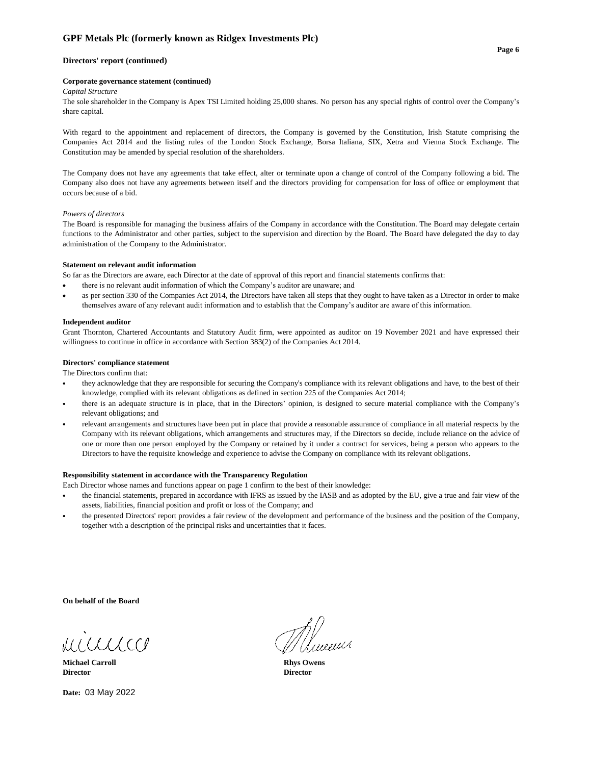## Directors' report (continued)

### Corporate governance statement (continued)

*Capital Structure*

The sole shareholder in the Company is Apex TSI Limited holding 25,000 shares. No person has any special rights of control over the Company's share capital.

With regard to the appointment and replacement of directors, the Company is governed by the Constitution, Irish Statute comprising the Companies Act 2014 and the listing rules of the London Stock Exchange, Borsa Italiana, SIX, Xetra and Vienna Stock Exchange. The Constitution may be amended by special resolution of the shareholders.

The Company does not have any agreements that take effect, alter or terminate upon a change of control of the Company following a bid. The Company also does not have any agreements between itself and the directors providing for compensation for loss of office or employment that occurs because of a bid.

*Powers of directors*

The Board is responsible for managing the business affairs of the Company in accordance with the Constitution. The Board may delegate certain functions to the Administrator and other parties, subject to the supervision and direction by the Board. The Board have delegated the day to day administration of the Company to the Administrator.

### Statement on relevant audit information

So far as the Directors are aware, each Director at the date of approval of this report and financial statements confirms that:

- there is no relevant audit information of which the Company's auditor are unaware; and
- as per section 330 of the Companies Act 2014, the Directors have taken all steps that they ought to have taken as a Director in order to make themselves aware of any relevant audit information and to establish that the Company's auditor are aware of this information.

### Independent auditor

Grant Thornton, Chartered Accountants and Statutory Audit firm, were appointed as auditor on 19 November 2021 and have expressed their willingness to continue in office in accordance with Section 383(2) of the Companies Act 2014.

### Directors' compliance statement

The Directors confirm that:

- they acknowledge that they are responsible for securing the Company's compliance with its relevant obligations and have, to the best of their knowledge, complied with its relevant obligations as defined in section 225 of the Companies Act 2014;
- there is an adequate structure is in place, that in the Directors' opinion, is designed to secure material compliance with the Company's relevant obligations; and
- relevant arrangements and structures have been put in place that provide a reasonable assurance of compliance in all material respects by the Company with its relevant obligations, which arrangements and structures may, if the Directors so decide, include reliance on the advice of one or more than one person employed by the Company or retained by it under a contract for services, being a person who appears to the Directors to have the requisite knowledge and experience to advise the Company on compliance with its relevant obligations.

### Responsibility statement in accordance with the Transparency Regulation

Each Director whose names and functions appear on page 1 confirm to the best of their knowledge:

- the financial statements, prepared in accordance with IFRS as issued by the IASB and as adopted by the EU, give a true and fair view of the assets, liabilities, financial position and profit or loss of the Company; and
- the presented Directors' report provides a fair review of the development and performance of the business and the position of the Company, together with a description of the principal risks and uncertainties that it faces.

**On behalf of the Board**

| | |
|---|---|
| **Michael Carroll** | **Rhys Owens** |
| **Director** | **Director** |

**Date:** 03 May 2022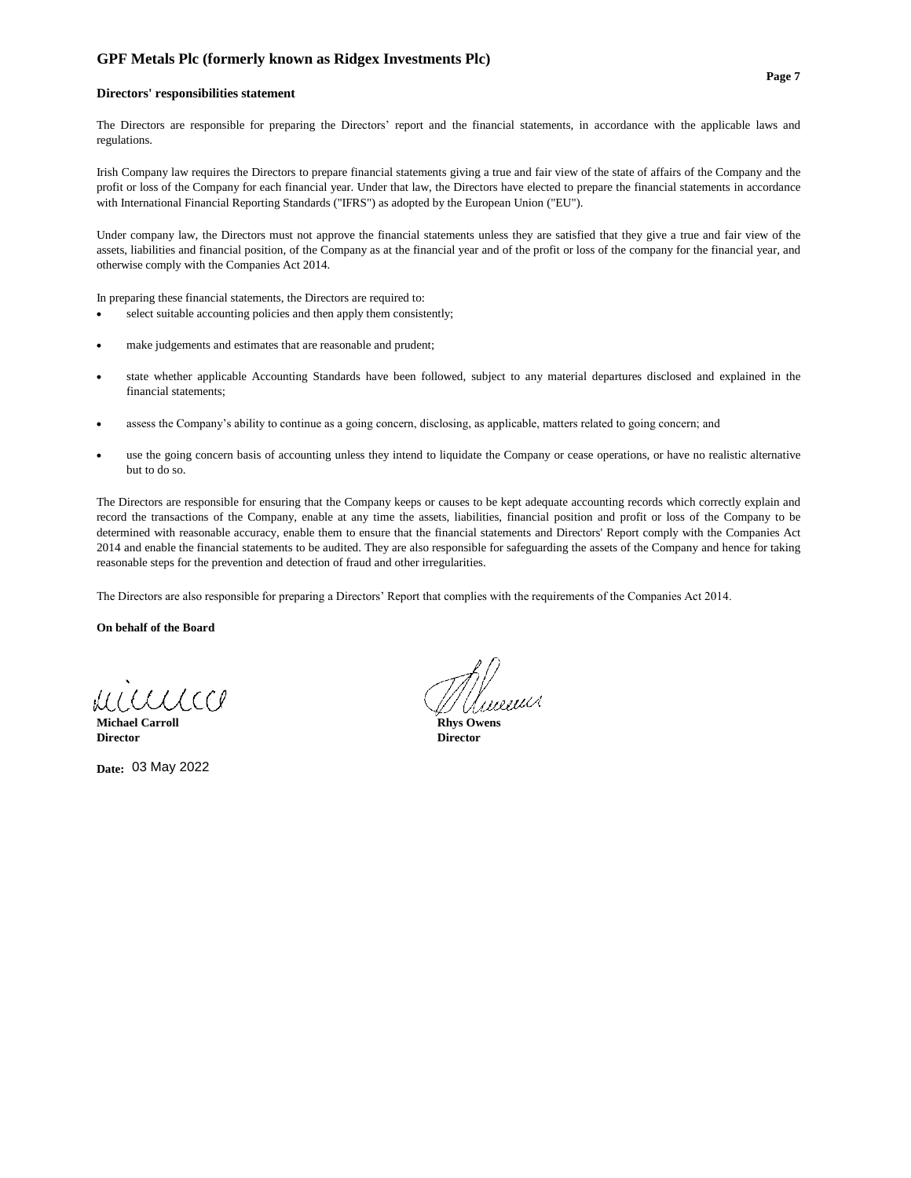# GPF Metals Plc (formerly known as Ridgex Investments Plc)

## Directors' responsibilities statement

The Directors are responsible for preparing the Directors' report and the financial statements, in accordance with the applicable laws and regulations.

Irish Company law requires the Directors to prepare financial statements giving a true and fair view of the state of affairs of the Company and the profit or loss of the Company for each financial year. Under that law, the Directors have elected to prepare the financial statements in accordance with International Financial Reporting Standards ("IFRS") as adopted by the European Union ("EU").

Under company law, the Directors must not approve the financial statements unless they are satisfied that they give a true and fair view of the assets, liabilities and financial position, of the Company as at the financial year and of the profit or loss of the company for the financial year, and otherwise comply with the Companies Act 2014.

In preparing these financial statements, the Directors are required to:

- select suitable accounting policies and then apply them consistently;
- make judgements and estimates that are reasonable and prudent;
- state whether applicable Accounting Standards have been followed, subject to any material departures disclosed and explained in the financial statements;
- assess the Company's ability to continue as a going concern, disclosing, as applicable, matters related to going concern; and
- use the going concern basis of accounting unless they intend to liquidate the Company or cease operations, or have no realistic alternative but to do so.

The Directors are responsible for ensuring that the Company keeps or causes to be kept adequate accounting records which correctly explain and record the transactions of the Company, enable at any time the assets, liabilities, financial position and profit or loss of the Company to be determined with reasonable accuracy, enable them to ensure that the financial statements and Directors' Report comply with the Companies Act 2014 and enable the financial statements to be audited. They are also responsible for safeguarding the assets of the Company and hence for taking reasonable steps for the prevention and detection of fraud and other irregularities.

The Directors are also responsible for preparing a Directors' Report that complies with the requirements of the Companies Act 2014.

**On behalf of the Board**

**Michael Carroll**
**Director**

**Rhys Owens**
**Director**

**Date:** 03 May 2022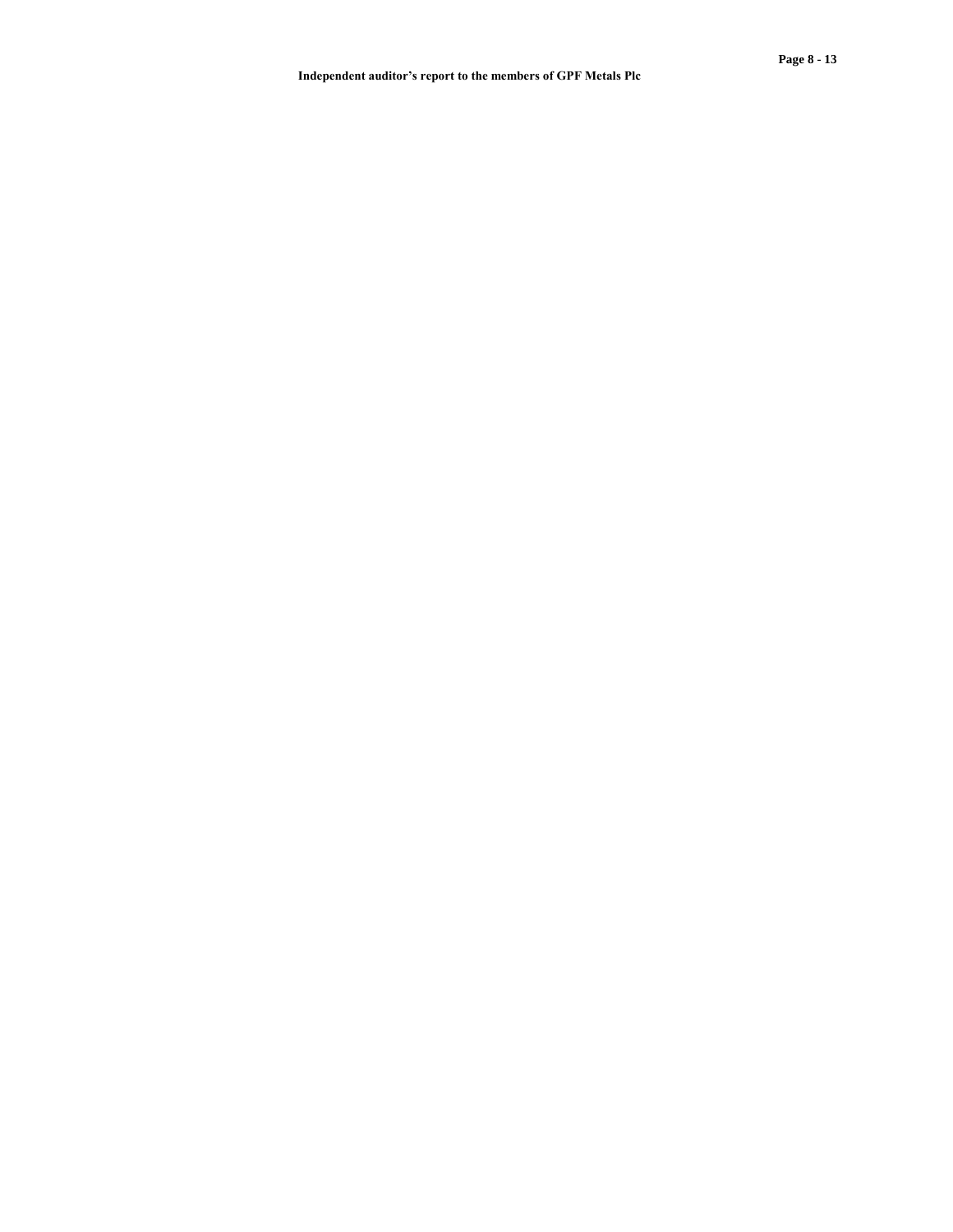**Independent auditor's report to the members of GPF Metals Plc**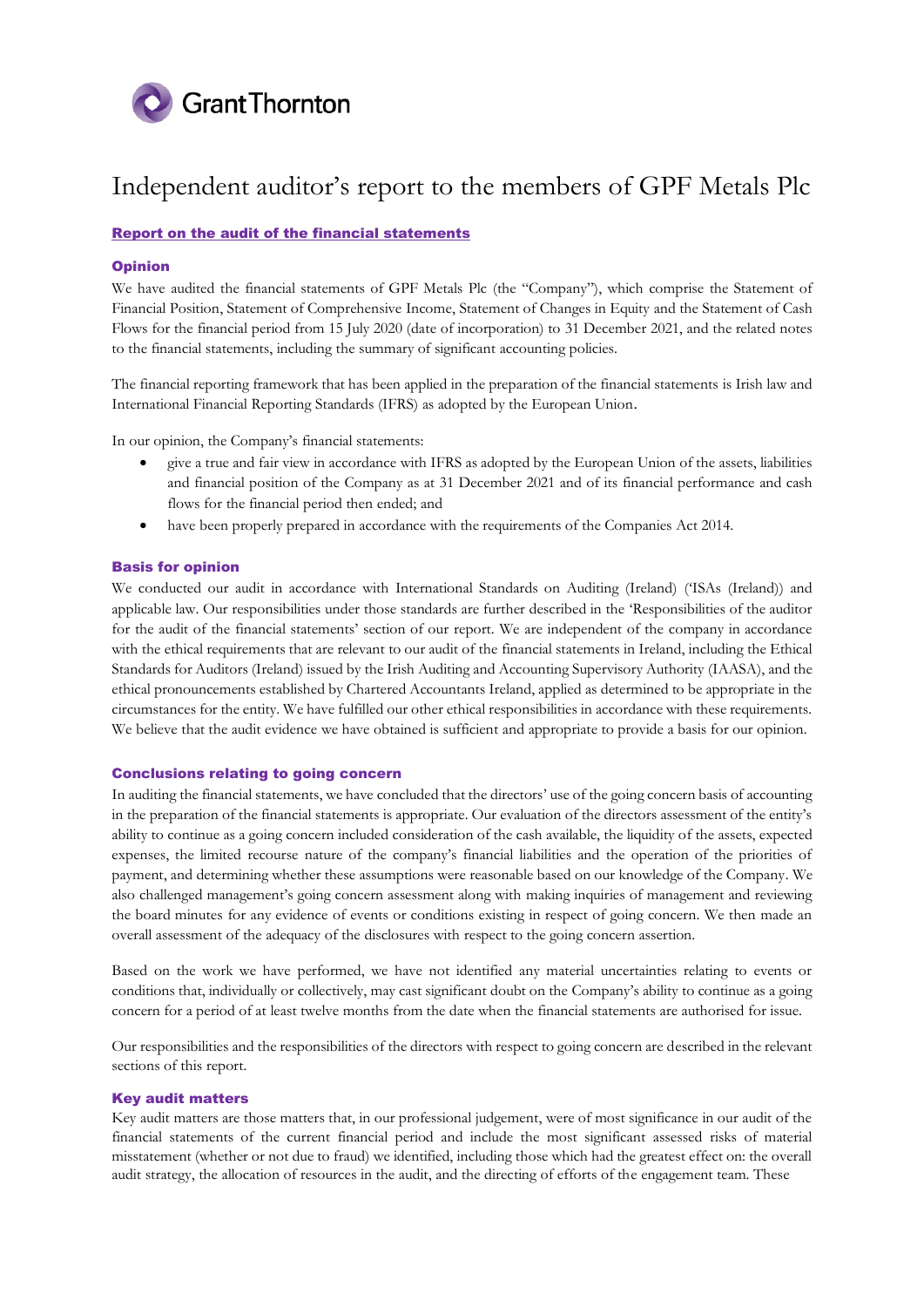# Independent auditor's report to the members of GPF Metals Plc

## Report on the audit of the financial statements

### Opinion

We have audited the financial statements of GPF Metals Plc (the "Company"), which comprise the Statement of Financial Position, Statement of Comprehensive Income, Statement of Changes in Equity and the Statement of Cash Flows for the financial period from 15 July 2020 (date of incorporation) to 31 December 2021, and the related notes to the financial statements, including the summary of significant accounting policies.

The financial reporting framework that has been applied in the preparation of the financial statements is Irish law and International Financial Reporting Standards (IFRS) as adopted by the European Union.

In our opinion, the Company's financial statements:

- give a true and fair view in accordance with IFRS as adopted by the European Union of the assets, liabilities and financial position of the Company as at 31 December 2021 and of its financial performance and cash flows for the financial period then ended; and
- have been properly prepared in accordance with the requirements of the Companies Act 2014.

### Basis for opinion

We conducted our audit in accordance with International Standards on Auditing (Ireland) ('ISAs (Ireland)) and applicable law. Our responsibilities under those standards are further described in the 'Responsibilities of the auditor for the audit of the financial statements' section of our report. We are independent of the company in accordance with the ethical requirements that are relevant to our audit of the financial statements in Ireland, including the Ethical Standards for Auditors (Ireland) issued by the Irish Auditing and Accounting Supervisory Authority (IAASA), and the ethical pronouncements established by Chartered Accountants Ireland, applied as determined to be appropriate in the circumstances for the entity. We have fulfilled our other ethical responsibilities in accordance with these requirements. We believe that the audit evidence we have obtained is sufficient and appropriate to provide a basis for our opinion.

### Conclusions relating to going concern

In auditing the financial statements, we have concluded that the directors' use of the going concern basis of accounting in the preparation of the financial statements is appropriate. Our evaluation of the directors assessment of the entity's ability to continue as a going concern included consideration of the cash available, the liquidity of the assets, expected expenses, the limited recourse nature of the company's financial liabilities and the operation of the priorities of payment, and determining whether these assumptions were reasonable based on our knowledge of the Company. We also challenged management's going concern assessment along with making inquiries of management and reviewing the board minutes for any evidence of events or conditions existing in respect of going concern. We then made an overall assessment of the adequacy of the disclosures with respect to the going concern assertion.

Based on the work we have performed, we have not identified any material uncertainties relating to events or conditions that, individually or collectively, may cast significant doubt on the Company's ability to continue as a going concern for a period of at least twelve months from the date when the financial statements are authorised for issue.

Our responsibilities and the responsibilities of the directors with respect to going concern are described in the relevant sections of this report.

### Key audit matters

Key audit matters are those matters that, in our professional judgement, were of most significance in our audit of the financial statements of the current financial period and include the most significant assessed risks of material misstatement (whether or not due to fraud) we identified, including those which had the greatest effect on: the overall audit strategy, the allocation of resources in the audit, and the directing of efforts of the engagement team. These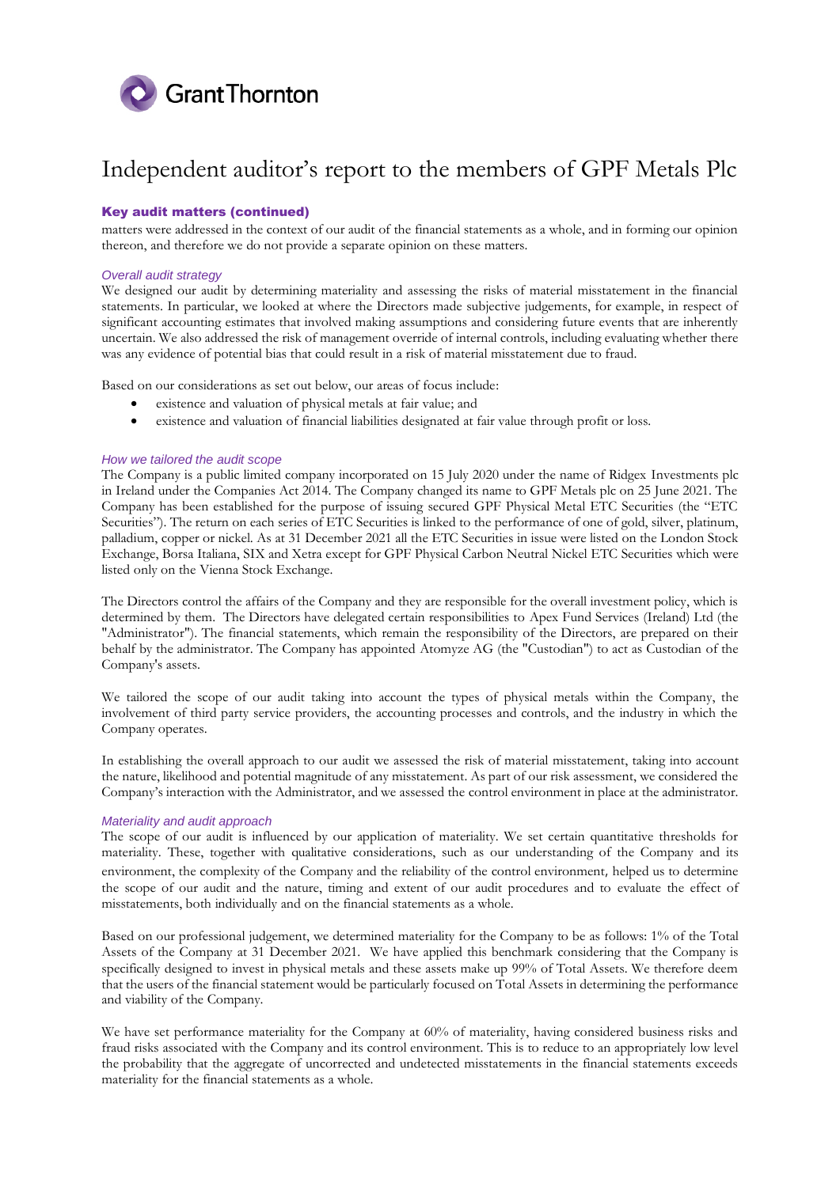# Independent auditor's report to the members of GPF Metals Plc

### Key audit matters (continued)

matters were addressed in the context of our audit of the financial statements as a whole, and in forming our opinion thereon, and therefore we do not provide a separate opinion on these matters.

*Overall audit strategy*

We designed our audit by determining materiality and assessing the risks of material misstatement in the financial statements. In particular, we looked at where the Directors made subjective judgements, for example, in respect of significant accounting estimates that involved making assumptions and considering future events that are inherently uncertain. We also addressed the risk of management override of internal controls, including evaluating whether there was any evidence of potential bias that could result in a risk of material misstatement due to fraud.

Based on our considerations as set out below, our areas of focus include:

- existence and valuation of physical metals at fair value; and
- existence and valuation of financial liabilities designated at fair value through profit or loss.

*How we tailored the audit scope*

The Company is a public limited company incorporated on 15 July 2020 under the name of Ridgex Investments plc in Ireland under the Companies Act 2014. The Company changed its name to GPF Metals plc on 25 June 2021. The Company has been established for the purpose of issuing secured GPF Physical Metal ETC Securities (the "ETC Securities"). The return on each series of ETC Securities is linked to the performance of one of gold, silver, platinum, palladium, copper or nickel. As at 31 December 2021 all the ETC Securities in issue were listed on the London Stock Exchange, Borsa Italiana, SIX and Xetra except for GPF Physical Carbon Neutral Nickel ETC Securities which were listed only on the Vienna Stock Exchange.

The Directors control the affairs of the Company and they are responsible for the overall investment policy, which is determined by them. The Directors have delegated certain responsibilities to Apex Fund Services (Ireland) Ltd (the "Administrator"). The financial statements, which remain the responsibility of the Directors, are prepared on their behalf by the administrator. The Company has appointed Atomyze AG (the "Custodian") to act as Custodian of the Company's assets.

We tailored the scope of our audit taking into account the types of physical metals within the Company, the involvement of third party service providers, the accounting processes and controls, and the industry in which the Company operates.

In establishing the overall approach to our audit we assessed the risk of material misstatement, taking into account the nature, likelihood and potential magnitude of any misstatement. As part of our risk assessment, we considered the Company's interaction with the Administrator, and we assessed the control environment in place at the administrator.

*Materiality and audit approach*

The scope of our audit is influenced by our application of materiality. We set certain quantitative thresholds for materiality. These, together with qualitative considerations, such as our understanding of the Company and its environment, the complexity of the Company and the reliability of the control environment, helped us to determine the scope of our audit and the nature, timing and extent of our audit procedures and to evaluate the effect of misstatements, both individually and on the financial statements as a whole.

Based on our professional judgement, we determined materiality for the Company to be as follows: 1% of the Total Assets of the Company at 31 December 2021. We have applied this benchmark considering that the Company is specifically designed to invest in physical metals and these assets make up 99% of Total Assets. We therefore deem that the users of the financial statement would be particularly focused on Total Assets in determining the performance and viability of the Company.

We have set performance materiality for the Company at 60% of materiality, having considered business risks and fraud risks associated with the Company and its control environment. This is to reduce to an appropriately low level the probability that the aggregate of uncorrected and undetected misstatements in the financial statements exceeds materiality for the financial statements as a whole.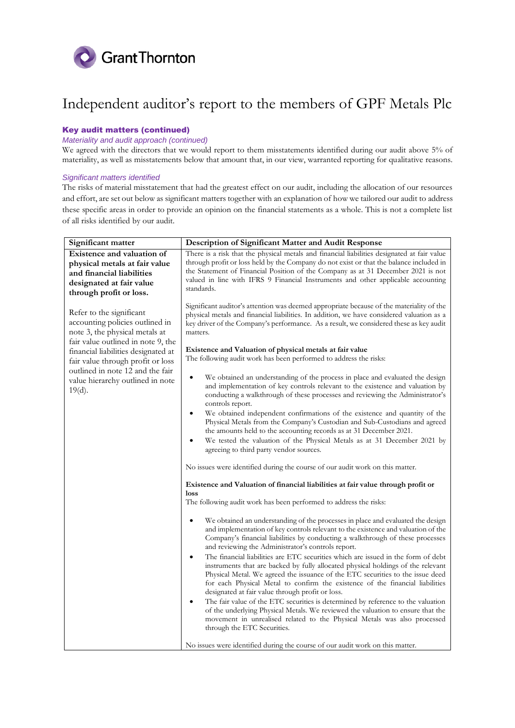# Independent auditor's report to the members of GPF Metals Plc

## Key audit matters (continued)

*Materiality and audit approach (continued)*

We agreed with the directors that we would report to them misstatements identified during our audit above 5% of materiality, as well as misstatements below that amount that, in our view, warranted reporting for qualitative reasons.

*Significant matters identified*

The risks of material misstatement that had the greatest effect on our audit, including the allocation of our resources and effort, are set out below as significant matters together with an explanation of how we tailored our audit to address these specific areas in order to provide an opinion on the financial statements as a whole. This is not a complete list of all risks identified by our audit.

| Significant matter | Description of Significant Matter and Audit Response |
|---|---|
| **Existence and valuation of physical metals at fair value and financial liabilities designated at fair value through profit or loss.**<br><br>Refer to the significant accounting policies outlined in note 3, the physical metals at fair value outlined in note 9, the financial liabilities designated at fair value through profit or loss outlined in note 12 and the fair value hierarchy outlined in note 19(d). | There is a risk that the physical metals and financial liabilities designated at fair value through profit or loss held by the Company do not exist or that the balance included in the Statement of Financial Position of the Company as at 31 December 2021 is not valued in line with IFRS 9 Financial Instruments and other applicable accounting standards.<br><br>Significant auditor's attention was deemed appropriate because of the materiality of the physical metals and financial liabilities. In addition, we have considered valuation as a key driver of the Company's performance. As a result, we considered these as key audit matters.<br><br>**Existence and Valuation of physical metals at fair value**<br>The following audit work has been performed to address the risks:<br><br>• We obtained an understanding of the process in place and evaluated the design and implementation of key controls relevant to the existence and valuation by conducting a walkthrough of these processes and reviewing the Administrator's controls report.<br>• We obtained independent confirmations of the existence and quantity of the Physical Metals from the Company's Custodian and Sub-Custodians and agreed the amounts held to the accounting records as at 31 December 2021.<br>• We tested the valuation of the Physical Metals as at 31 December 2021 by agreeing to third party vendor sources.<br><br>No issues were identified during the course of our audit work on this matter.<br><br>**Existence and Valuation of financial liabilities at fair value through profit or loss**<br>The following audit work has been performed to address the risks:<br><br>• We obtained an understanding of the processes in place and evaluated the design and implementation of key controls relevant to the existence and valuation of the Company's financial liabilities by conducting a walkthrough of these processes and reviewing the Administrator's controls report.<br>• The financial liabilities are ETC securities which are issued in the form of debt instruments that are backed by fully allocated physical holdings of the relevant Physical Metal. We agreed the issuance of the ETC securities to the issue deed for each Physical Metal to confirm the existence of the financial liabilities designated at fair value through profit or loss.<br>• The fair value of the ETC securities is determined by reference to the valuation of the underlying Physical Metals. We reviewed the valuation to ensure that the movement in unrealised related to the Physical Metals was also processed through the ETC Securities.<br><br>No issues were identified during the course of our audit work on this matter. |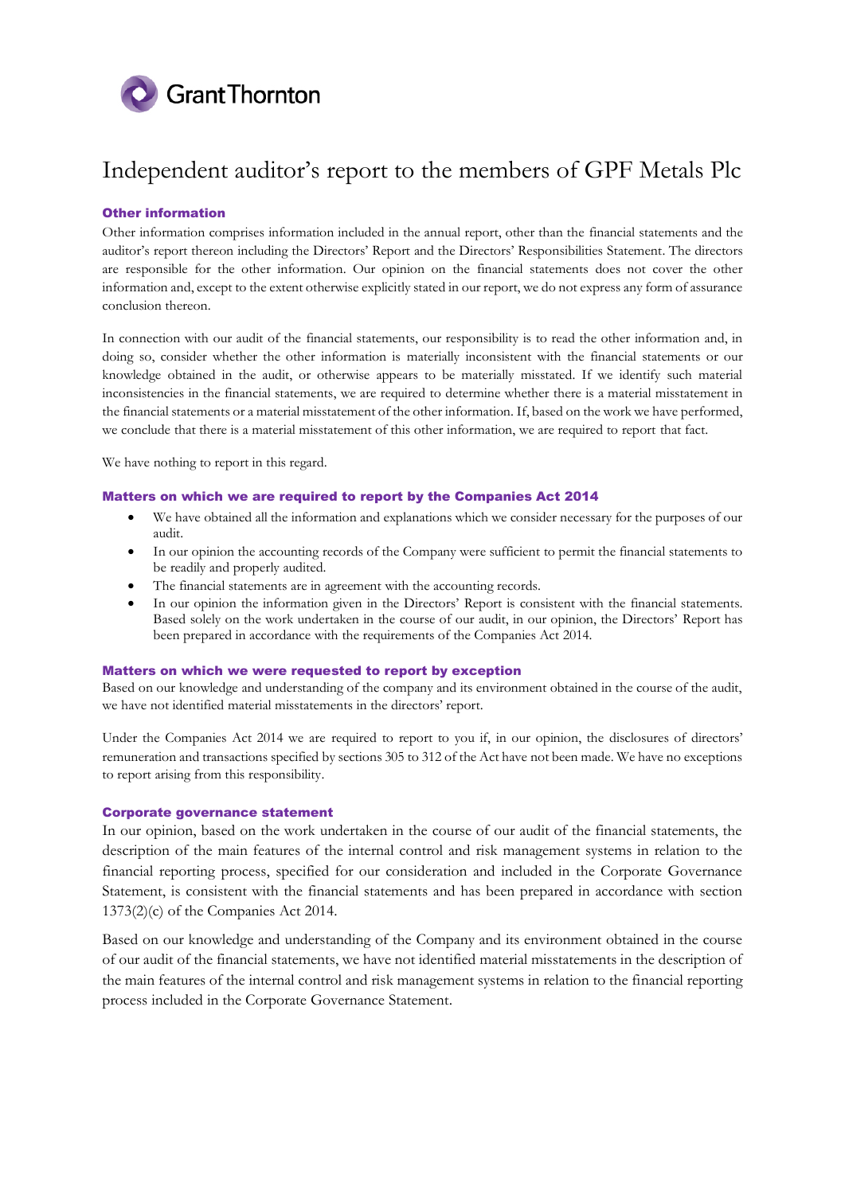Grant Thornton

# Independent auditor's report to the members of GPF Metals Plc

### Other information

Other information comprises information included in the annual report, other than the financial statements and the auditor's report thereon including the Directors' Report and the Directors' Responsibilities Statement. The directors are responsible for the other information. Our opinion on the financial statements does not cover the other information and, except to the extent otherwise explicitly stated in our report, we do not express any form of assurance conclusion thereon.

In connection with our audit of the financial statements, our responsibility is to read the other information and, in doing so, consider whether the other information is materially inconsistent with the financial statements or our knowledge obtained in the audit, or otherwise appears to be materially misstated. If we identify such material inconsistencies in the financial statements, we are required to determine whether there is a material misstatement in the financial statements or a material misstatement of the other information. If, based on the work we have performed, we conclude that there is a material misstatement of this other information, we are required to report that fact.

We have nothing to report in this regard.

### Matters on which we are required to report by the Companies Act 2014

- We have obtained all the information and explanations which we consider necessary for the purposes of our audit.
- In our opinion the accounting records of the Company were sufficient to permit the financial statements to be readily and properly audited.
- The financial statements are in agreement with the accounting records.
- In our opinion the information given in the Directors' Report is consistent with the financial statements. Based solely on the work undertaken in the course of our audit, in our opinion, the Directors' Report has been prepared in accordance with the requirements of the Companies Act 2014.

### Matters on which we were requested to report by exception

Based on our knowledge and understanding of the company and its environment obtained in the course of the audit, we have not identified material misstatements in the directors' report.

Under the Companies Act 2014 we are required to report to you if, in our opinion, the disclosures of directors' remuneration and transactions specified by sections 305 to 312 of the Act have not been made. We have no exceptions to report arising from this responsibility.

### Corporate governance statement

In our opinion, based on the work undertaken in the course of our audit of the financial statements, the description of the main features of the internal control and risk management systems in relation to the financial reporting process, specified for our consideration and included in the Corporate Governance Statement, is consistent with the financial statements and has been prepared in accordance with section 1373(2)(c) of the Companies Act 2014.

Based on our knowledge and understanding of the Company and its environment obtained in the course of our audit of the financial statements, we have not identified material misstatements in the description of the main features of the internal control and risk management systems in relation to the financial reporting process included in the Corporate Governance Statement.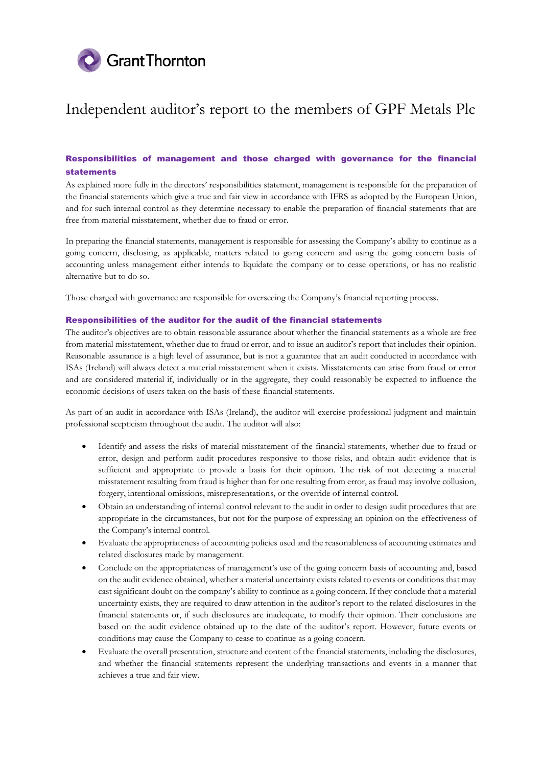# Independent auditor's report to the members of GPF Metals Plc

## Responsibilities of management and those charged with governance for the financial statements

As explained more fully in the directors' responsibilities statement, management is responsible for the preparation of the financial statements which give a true and fair view in accordance with IFRS as adopted by the European Union, and for such internal control as they determine necessary to enable the preparation of financial statements that are free from material misstatement, whether due to fraud or error.

In preparing the financial statements, management is responsible for assessing the Company's ability to continue as a going concern, disclosing, as applicable, matters related to going concern and using the going concern basis of accounting unless management either intends to liquidate the company or to cease operations, or has no realistic alternative but to do so.

Those charged with governance are responsible for overseeing the Company's financial reporting process.

## Responsibilities of the auditor for the audit of the financial statements

The auditor's objectives are to obtain reasonable assurance about whether the financial statements as a whole are free from material misstatement, whether due to fraud or error, and to issue an auditor's report that includes their opinion. Reasonable assurance is a high level of assurance, but is not a guarantee that an audit conducted in accordance with ISAs (Ireland) will always detect a material misstatement when it exists. Misstatements can arise from fraud or error and are considered material if, individually or in the aggregate, they could reasonably be expected to influence the economic decisions of users taken on the basis of these financial statements.

As part of an audit in accordance with ISAs (Ireland), the auditor will exercise professional judgment and maintain professional scepticism throughout the audit. The auditor will also:

- Identify and assess the risks of material misstatement of the financial statements, whether due to fraud or error, design and perform audit procedures responsive to those risks, and obtain audit evidence that is sufficient and appropriate to provide a basis for their opinion. The risk of not detecting a material misstatement resulting from fraud is higher than for one resulting from error, as fraud may involve collusion, forgery, intentional omissions, misrepresentations, or the override of internal control.
- Obtain an understanding of internal control relevant to the audit in order to design audit procedures that are appropriate in the circumstances, but not for the purpose of expressing an opinion on the effectiveness of the Company's internal control.
- Evaluate the appropriateness of accounting policies used and the reasonableness of accounting estimates and related disclosures made by management.
- Conclude on the appropriateness of management's use of the going concern basis of accounting and, based on the audit evidence obtained, whether a material uncertainty exists related to events or conditions that may cast significant doubt on the company's ability to continue as a going concern. If they conclude that a material uncertainty exists, they are required to draw attention in the auditor's report to the related disclosures in the financial statements or, if such disclosures are inadequate, to modify their opinion. Their conclusions are based on the audit evidence obtained up to the date of the auditor's report. However, future events or conditions may cause the Company to cease to continue as a going concern.
- Evaluate the overall presentation, structure and content of the financial statements, including the disclosures, and whether the financial statements represent the underlying transactions and events in a manner that achieves a true and fair view.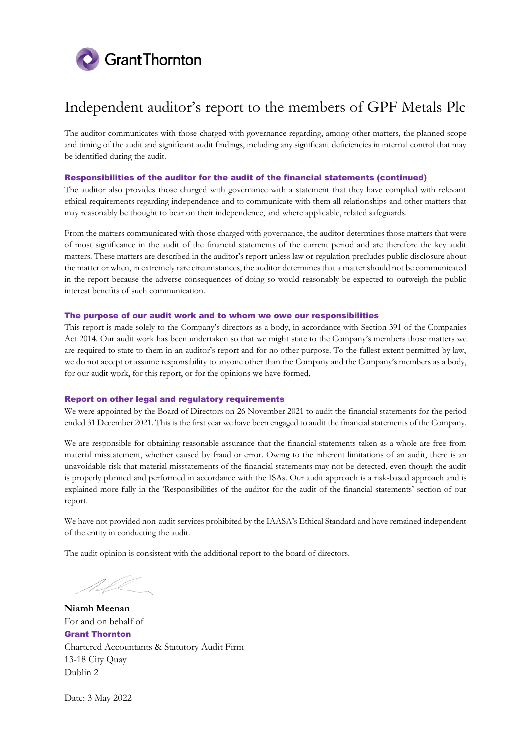# Independent auditor's report to the members of GPF Metals Plc

The auditor communicates with those charged with governance regarding, among other matters, the planned scope and timing of the audit and significant audit findings, including any significant deficiencies in internal control that may be identified during the audit.

### Responsibilities of the auditor for the audit of the financial statements (continued)

The auditor also provides those charged with governance with a statement that they have complied with relevant ethical requirements regarding independence and to communicate with them all relationships and other matters that may reasonably be thought to bear on their independence, and where applicable, related safeguards.

From the matters communicated with those charged with governance, the auditor determines those matters that were of most significance in the audit of the financial statements of the current period and are therefore the key audit matters. These matters are described in the auditor's report unless law or regulation precludes public disclosure about the matter or when, in extremely rare circumstances, the auditor determines that a matter should not be communicated in the report because the adverse consequences of doing so would reasonably be expected to outweigh the public interest benefits of such communication.

### The purpose of our audit work and to whom we owe our responsibilities

This report is made solely to the Company's directors as a body, in accordance with Section 391 of the Companies Act 2014. Our audit work has been undertaken so that we might state to the Company's members those matters we are required to state to them in an auditor's report and for no other purpose. To the fullest extent permitted by law, we do not accept or assume responsibility to anyone other than the Company and the Company's members as a body, for our audit work, for this report, or for the opinions we have formed.

### Report on other legal and regulatory requirements

We were appointed by the Board of Directors on 26 November 2021 to audit the financial statements for the period ended 31 December 2021. This is the first year we have been engaged to audit the financial statements of the Company.

We are responsible for obtaining reasonable assurance that the financial statements taken as a whole are free from material misstatement, whether caused by fraud or error. Owing to the inherent limitations of an audit, there is an unavoidable risk that material misstatements of the financial statements may not be detected, even though the audit is properly planned and performed in accordance with the ISAs. Our audit approach is a risk-based approach and is explained more fully in the 'Responsibilities of the auditor for the audit of the financial statements' section of our report.

We have not provided non-audit services prohibited by the IAASA's Ethical Standard and have remained independent of the entity in conducting the audit.

The audit opinion is consistent with the additional report to the board of directors.

**Niamh Meenan**
For and on behalf of
**Grant Thornton**
Chartered Accountants & Statutory Audit Firm
13-18 City Quay
Dublin 2

Date: 3 May 2022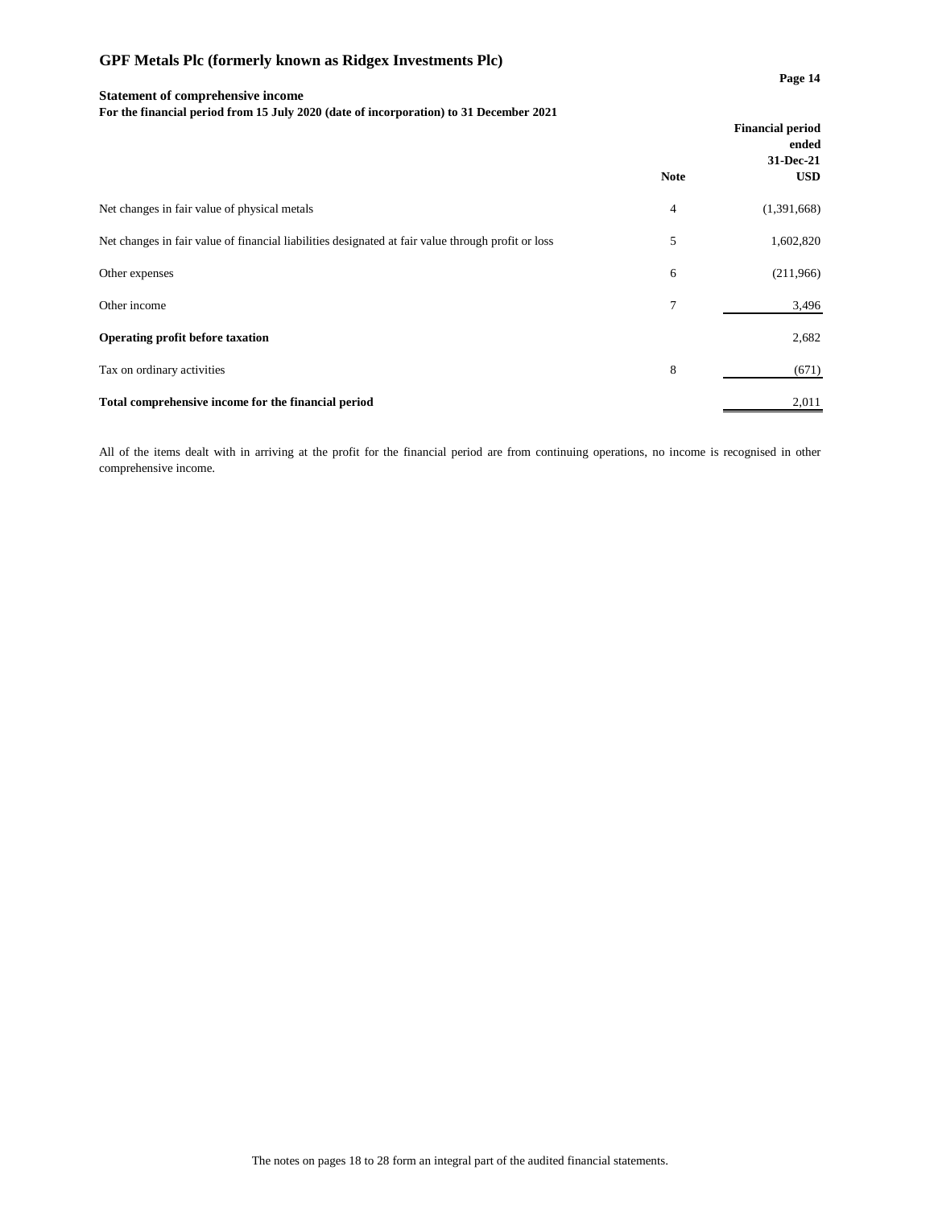# GPF Metals Plc (formerly known as Ridgex Investments Plc)

**Statement of comprehensive income**

**For the financial period from 15 July 2020 (date of incorporation) to 31 December 2021**

| | Note | Financial period ended 31-Dec-21 USD |
|---|---|---|
| Net changes in fair value of physical metals | 4 | (1,391,668) |
| Net changes in fair value of financial liabilities designated at fair value through profit or loss | 5 | 1,602,820 |
| Other expenses | 6 | (211,966) |
| Other income | 7 | 3,496 |
| **Operating profit before taxation** | | 2,682 |
| Tax on ordinary activities | 8 | (671) |
| **Total comprehensive income for the financial period** | | 2,011 |

All of the items dealt with in arriving at the profit for the financial period are from continuing operations, no income is recognised in other comprehensive income.

The notes on pages 18 to 28 form an integral part of the audited financial statements.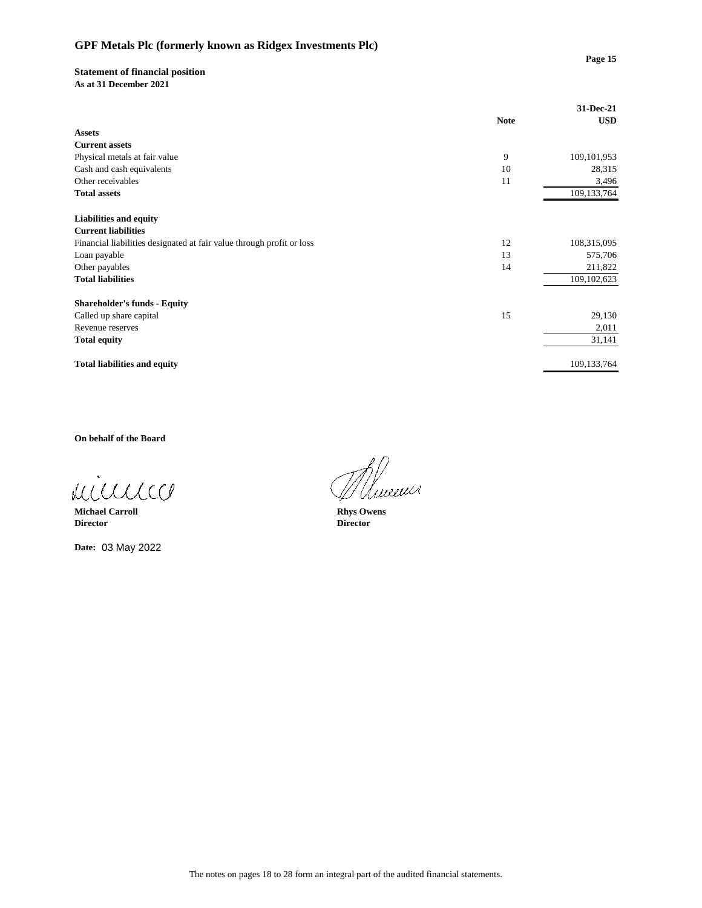# GPF Metals Plc (formerly known as Ridgex Investments Plc)

## Statement of financial position
**As at 31 December 2021**

| | Note | 31-Dec-21 USD |
|---|---|---|
| **Assets** | | |
| **Current assets** | | |
| Physical metals at fair value | 9 | 109,101,953 |
| Cash and cash equivalents | 10 | 28,315 |
| Other receivables | 11 | 3,496 |
| **Total assets** | | 109,133,764 |
| | | |
| **Liabilities and equity** | | |
| **Current liabilities** | | |
| Financial liabilities designated at fair value through profit or loss | 12 | 108,315,095 |
| Loan payable | 13 | 575,706 |
| Other payables | 14 | 211,822 |
| **Total liabilities** | | 109,102,623 |
| | | |
| **Shareholder's funds - Equity** | | |
| Called up share capital | 15 | 29,130 |
| Revenue reserves | | 2,011 |
| **Total equity** | | 31,141 |
| | | |
| **Total liabilities and equity** | | 109,133,764 |

**On behalf of the Board**

**Michael Carroll**
**Director**

**Rhys Owens**
**Director**

**Date:** 03 May 2022

The notes on pages 18 to 28 form an integral part of the audited financial statements.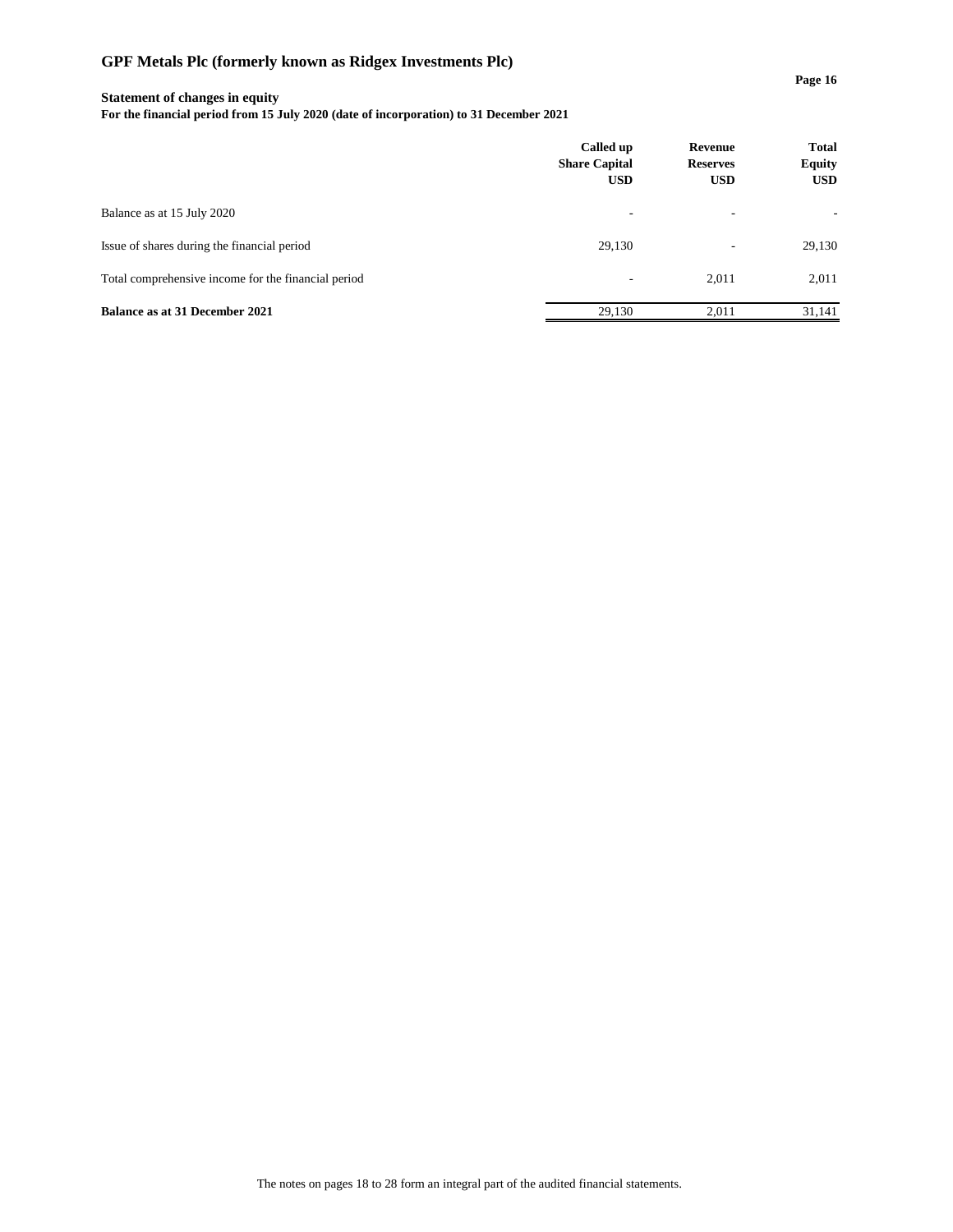# GPF Metals Plc (formerly known as Ridgex Investments Plc)

**Statement of changes in equity**

**For the financial period from 15 July 2020 (date of incorporation) to 31 December 2021**

| | **Called up Share Capital USD** | **Revenue Reserves USD** | **Total Equity USD** |
|---|---|---|---|
| Balance as at 15 July 2020 | - | - | - |
| Issue of shares during the financial period | 29,130 | - | 29,130 |
| Total comprehensive income for the financial period | - | 2,011 | 2,011 |
| **Balance as at 31 December 2021** | 29,130 | 2,011 | 31,141 |

The notes on pages 18 to 28 form an integral part of the audited financial statements.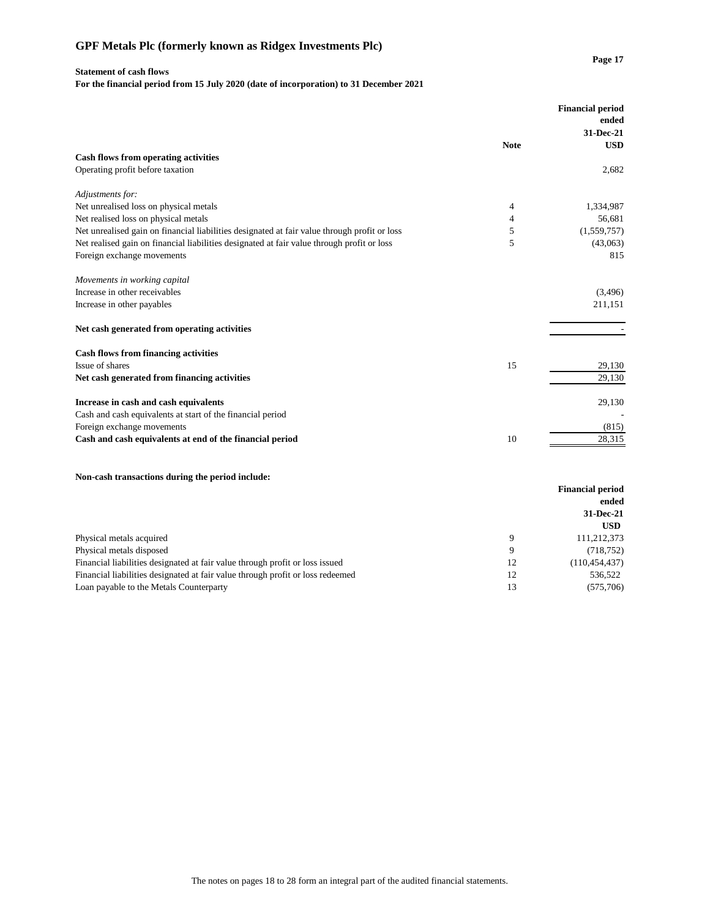# GPF Metals Plc (formerly known as Ridgex Investments Plc)

**Statement of cash flows**
**For the financial period from 15 July 2020 (date of incorporation) to 31 December 2021**

| | Note | Financial period ended 31-Dec-21 USD |
|---|---|---|
| **Cash flows from operating activities** | | |
| Operating profit before taxation | | 2,682 |
| | | |
| *Adjustments for:* | | |
| Net unrealised loss on physical metals | 4 | 1,334,987 |
| Net realised loss on physical metals | 4 | 56,681 |
| Net unrealised gain on financial liabilities designated at fair value through profit or loss | 5 | (1,559,757) |
| Net realised gain on financial liabilities designated at fair value through profit or loss | 5 | (43,063) |
| Foreign exchange movements | | 815 |
| | | |
| *Movements in working capital* | | |
| Increase in other receivables | | (3,496) |
| Increase in other payables | | 211,151 |
| | | |
| **Net cash generated from operating activities** | | - |
| | | |
| **Cash flows from financing activities** | | |
| Issue of shares | 15 | 29,130 |
| **Net cash generated from financing activities** | | 29,130 |
| | | |
| **Increase in cash and cash equivalents** | | 29,130 |
| Cash and cash equivalents at start of the financial period | | - |
| Foreign exchange movements | | (815) |
| **Cash and cash equivalents at end of the financial period** | 10 | 28,315 |

**Non-cash transactions during the period include:**

| | Note | Financial period ended 31-Dec-21 USD |
|---|---|---|
| Physical metals acquired | 9 | 111,212,373 |
| Physical metals disposed | 9 | (718,752) |
| Financial liabilities designated at fair value through profit or loss issued | 12 | (110,454,437) |
| Financial liabilities designated at fair value through profit or loss redeemed | 12 | 536,522 |
| Loan payable to the Metals Counterparty | 13 | (575,706) |

The notes on pages 18 to 28 form an integral part of the audited financial statements.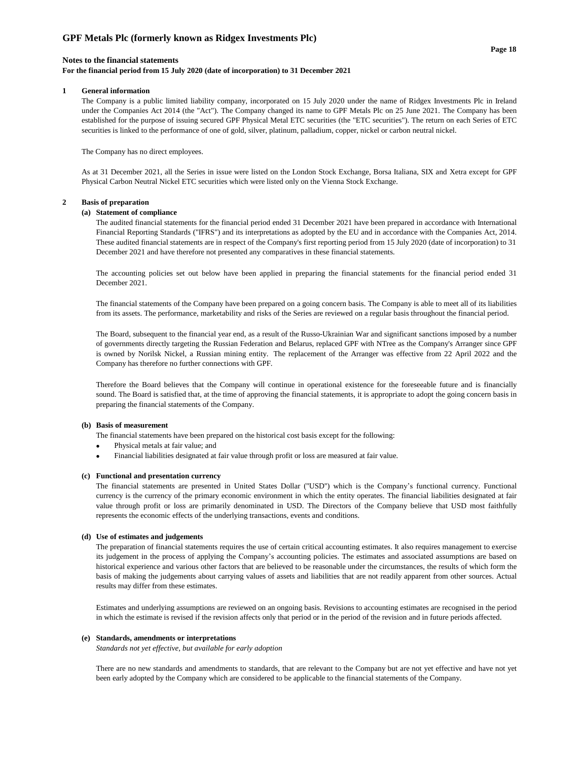# GPF Metals Plc (formerly known as Ridgex Investments Plc)

## Notes to the financial statements

**For the financial period from 15 July 2020 (date of incorporation) to 31 December 2021**

### 1 General information

The Company is a public limited liability company, incorporated on 15 July 2020 under the name of Ridgex Investments Plc in Ireland under the Companies Act 2014 (the "Act"). The Company changed its name to GPF Metals Plc on 25 June 2021. The Company has been established for the purpose of issuing secured GPF Physical Metal ETC securities (the "ETC securities"). The return on each Series of ETC securities is linked to the performance of one of gold, silver, platinum, palladium, copper, nickel or carbon neutral nickel.

The Company has no direct employees.

As at 31 December 2021, all the Series in issue were listed on the London Stock Exchange, Borsa Italiana, SIX and Xetra except for GPF Physical Carbon Neutral Nickel ETC securities which were listed only on the Vienna Stock Exchange.

### 2 Basis of preparation

**(a) Statement of compliance**

The audited financial statements for the financial period ended 31 December 2021 have been prepared in accordance with International Financial Reporting Standards ("IFRS") and its interpretations as adopted by the EU and in accordance with the Companies Act, 2014. These audited financial statements are in respect of the Company's first reporting period from 15 July 2020 (date of incorporation) to 31 December 2021 and have therefore not presented any comparatives in these financial statements.

The accounting policies set out below have been applied in preparing the financial statements for the financial period ended 31 December 2021.

The financial statements of the Company have been prepared on a going concern basis. The Company is able to meet all of its liabilities from its assets. The performance, marketability and risks of the Series are reviewed on a regular basis throughout the financial period.

The Board, subsequent to the financial year end, as a result of the Russo-Ukrainian War and significant sanctions imposed by a number of governments directly targeting the Russian Federation and Belarus, replaced GPF with NTree as the Company's Arranger since GPF is owned by Norilsk Nickel, a Russian mining entity. The replacement of the Arranger was effective from 22 April 2022 and the Company has therefore no further connections with GPF.

Therefore the Board believes that the Company will continue in operational existence for the foreseeable future and is financially sound. The Board is satisfied that, at the time of approving the financial statements, it is appropriate to adopt the going concern basis in preparing the financial statements of the Company.

**(b) Basis of measurement**

The financial statements have been prepared on the historical cost basis except for the following:

- Physical metals at fair value; and
- Financial liabilities designated at fair value through profit or loss are measured at fair value.

**(c) Functional and presentation currency**

The financial statements are presented in United States Dollar ("USD") which is the Company's functional currency. Functional currency is the currency of the primary economic environment in which the entity operates. The financial liabilities designated at fair value through profit or loss are primarily denominated in USD. The Directors of the Company believe that USD most faithfully represents the economic effects of the underlying transactions, events and conditions.

**(d) Use of estimates and judgements**

The preparation of financial statements requires the use of certain critical accounting estimates. It also requires management to exercise its judgement in the process of applying the Company's accounting policies. The estimates and associated assumptions are based on historical experience and various other factors that are believed to be reasonable under the circumstances, the results of which form the basis of making the judgements about carrying values of assets and liabilities that are not readily apparent from other sources. Actual results may differ from these estimates.

Estimates and underlying assumptions are reviewed on an ongoing basis. Revisions to accounting estimates are recognised in the period in which the estimate is revised if the revision affects only that period or in the period of the revision and in future periods affected.

**(e) Standards, amendments or interpretations**

*Standards not yet effective, but available for early adoption*

There are no new standards and amendments to standards, that are relevant to the Company but are not yet effective and have not yet been early adopted by the Company which are considered to be applicable to the financial statements of the Company.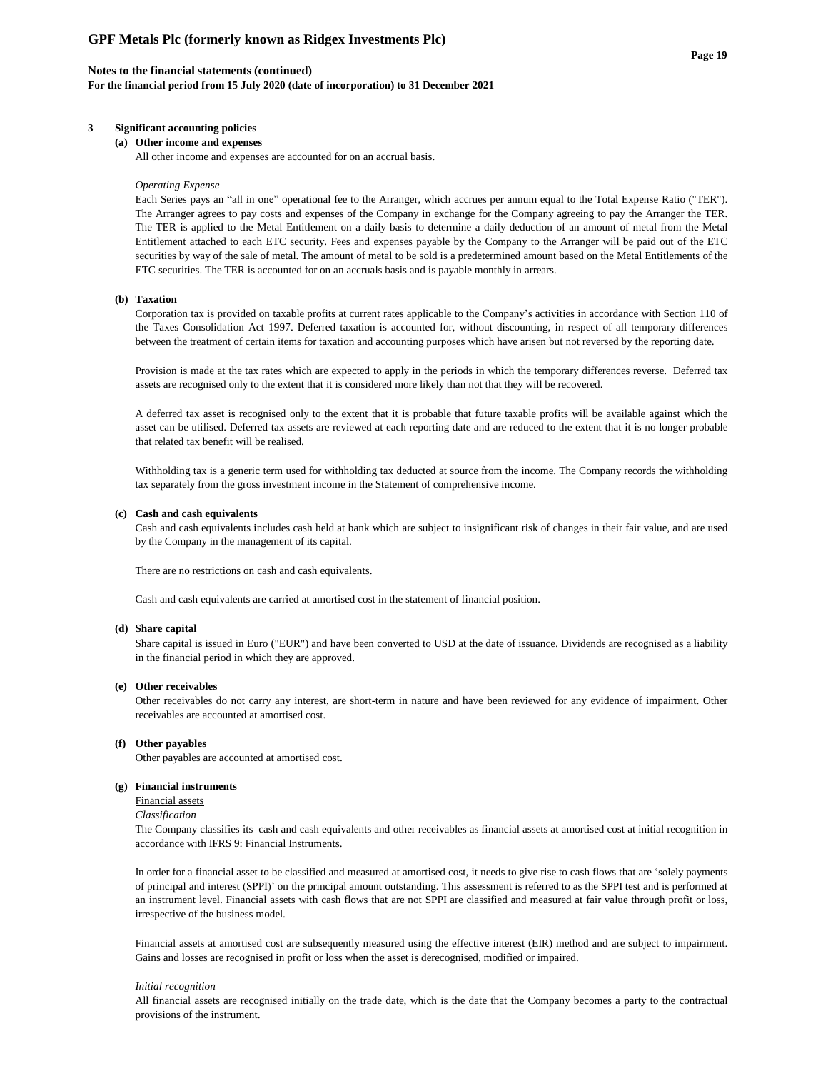## 3 Significant accounting policies

### (a) Other income and expenses

All other income and expenses are accounted for on an accrual basis.

*Operating Expense*

Each Series pays an "all in one" operational fee to the Arranger, which accrues per annum equal to the Total Expense Ratio ("TER"). The Arranger agrees to pay costs and expenses of the Company in exchange for the Company agreeing to pay the Arranger the TER. The TER is applied to the Metal Entitlement on a daily basis to determine a daily deduction of an amount of metal from the Metal Entitlement attached to each ETC security. Fees and expenses payable by the Company to the Arranger will be paid out of the ETC securities by way of the sale of metal. The amount of metal to be sold is a predetermined amount based on the Metal Entitlements of the ETC securities. The TER is accounted for on an accruals basis and is payable monthly in arrears.

### (b) Taxation

Corporation tax is provided on taxable profits at current rates applicable to the Company's activities in accordance with Section 110 of the Taxes Consolidation Act 1997. Deferred taxation is accounted for, without discounting, in respect of all temporary differences between the treatment of certain items for taxation and accounting purposes which have arisen but not reversed by the reporting date.

Provision is made at the tax rates which are expected to apply in the periods in which the temporary differences reverse. Deferred tax assets are recognised only to the extent that it is considered more likely than not that they will be recovered.

A deferred tax asset is recognised only to the extent that it is probable that future taxable profits will be available against which the asset can be utilised. Deferred tax assets are reviewed at each reporting date and are reduced to the extent that it is no longer probable that related tax benefit will be realised.

Withholding tax is a generic term used for withholding tax deducted at source from the income. The Company records the withholding tax separately from the gross investment income in the Statement of comprehensive income.

### (c) Cash and cash equivalents

Cash and cash equivalents includes cash held at bank which are subject to insignificant risk of changes in their fair value, and are used by the Company in the management of its capital.

There are no restrictions on cash and cash equivalents.

Cash and cash equivalents are carried at amortised cost in the statement of financial position.

### (d) Share capital

Share capital is issued in Euro ("EUR") and have been converted to USD at the date of issuance. Dividends are recognised as a liability in the financial period in which they are approved.

### (e) Other receivables

Other receivables do not carry any interest, are short-term in nature and have been reviewed for any evidence of impairment. Other receivables are accounted at amortised cost.

### (f) Other payables

Other payables are accounted at amortised cost.

### (g) Financial instruments

Financial assets

*Classification*

The Company classifies its cash and cash equivalents and other receivables as financial assets at amortised cost at initial recognition in accordance with IFRS 9: Financial Instruments.

In order for a financial asset to be classified and measured at amortised cost, it needs to give rise to cash flows that are 'solely payments of principal and interest (SPPI)' on the principal amount outstanding. This assessment is referred to as the SPPI test and is performed at an instrument level. Financial assets with cash flows that are not SPPI are classified and measured at fair value through profit or loss, irrespective of the business model.

Financial assets at amortised cost are subsequently measured using the effective interest (EIR) method and are subject to impairment. Gains and losses are recognised in profit or loss when the asset is derecognised, modified or impaired.

*Initial recognition*

All financial assets are recognised initially on the trade date, which is the date that the Company becomes a party to the contractual provisions of the instrument.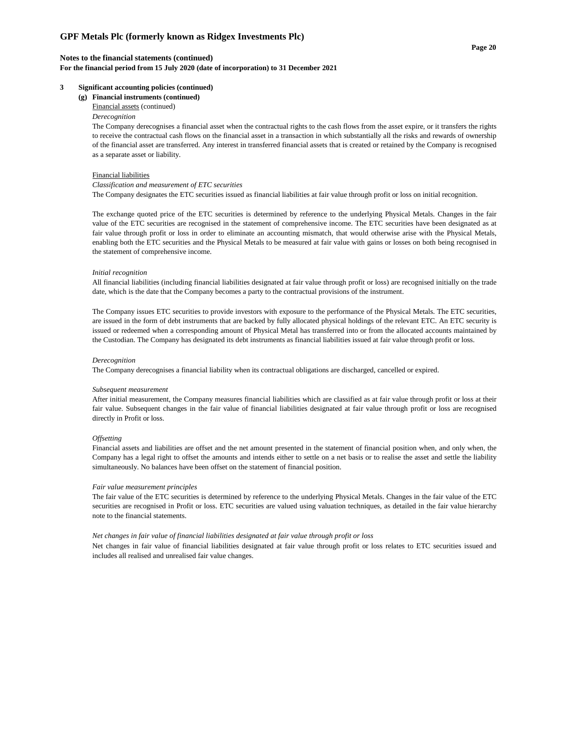## 3 Significant accounting policies (continued)

### (g) Financial instruments (continued)

Financial assets (continued)

*Derecognition*

The Company derecognises a financial asset when the contractual rights to the cash flows from the asset expire, or it transfers the rights to receive the contractual cash flows on the financial asset in a transaction in which substantially all the risks and rewards of ownership of the financial asset are transferred. Any interest in transferred financial assets that is created or retained by the Company is recognised as a separate asset or liability.

Financial liabilities

*Classification and measurement of ETC securities*

The Company designates the ETC securities issued as financial liabilities at fair value through profit or loss on initial recognition.

The exchange quoted price of the ETC securities is determined by reference to the underlying Physical Metals. Changes in the fair value of the ETC securities are recognised in the statement of comprehensive income. The ETC securities have been designated as at fair value through profit or loss in order to eliminate an accounting mismatch, that would otherwise arise with the Physical Metals, enabling both the ETC securities and the Physical Metals to be measured at fair value with gains or losses on both being recognised in the statement of comprehensive income.

*Initial recognition*

All financial liabilities (including financial liabilities designated at fair value through profit or loss) are recognised initially on the trade date, which is the date that the Company becomes a party to the contractual provisions of the instrument.

The Company issues ETC securities to provide investors with exposure to the performance of the Physical Metals. The ETC securities, are issued in the form of debt instruments that are backed by fully allocated physical holdings of the relevant ETC. An ETC security is issued or redeemed when a corresponding amount of Physical Metal has transferred into or from the allocated accounts maintained by the Custodian. The Company has designated its debt instruments as financial liabilities issued at fair value through profit or loss.

*Derecognition*

The Company derecognises a financial liability when its contractual obligations are discharged, cancelled or expired.

*Subsequent measurement*

After initial measurement, the Company measures financial liabilities which are classified as at fair value through profit or loss at their fair value. Subsequent changes in the fair value of financial liabilities designated at fair value through profit or loss are recognised directly in Profit or loss.

*Offsetting*

Financial assets and liabilities are offset and the net amount presented in the statement of financial position when, and only when, the Company has a legal right to offset the amounts and intends either to settle on a net basis or to realise the asset and settle the liability simultaneously. No balances have been offset on the statement of financial position.

*Fair value measurement principles*

The fair value of the ETC securities is determined by reference to the underlying Physical Metals. Changes in the fair value of the ETC securities are recognised in Profit or loss. ETC securities are valued using valuation techniques, as detailed in the fair value hierarchy note to the financial statements.

*Net changes in fair value of financial liabilities designated at fair value through profit or loss*

Net changes in fair value of financial liabilities designated at fair value through profit or loss relates to ETC securities issued and includes all realised and unrealised fair value changes.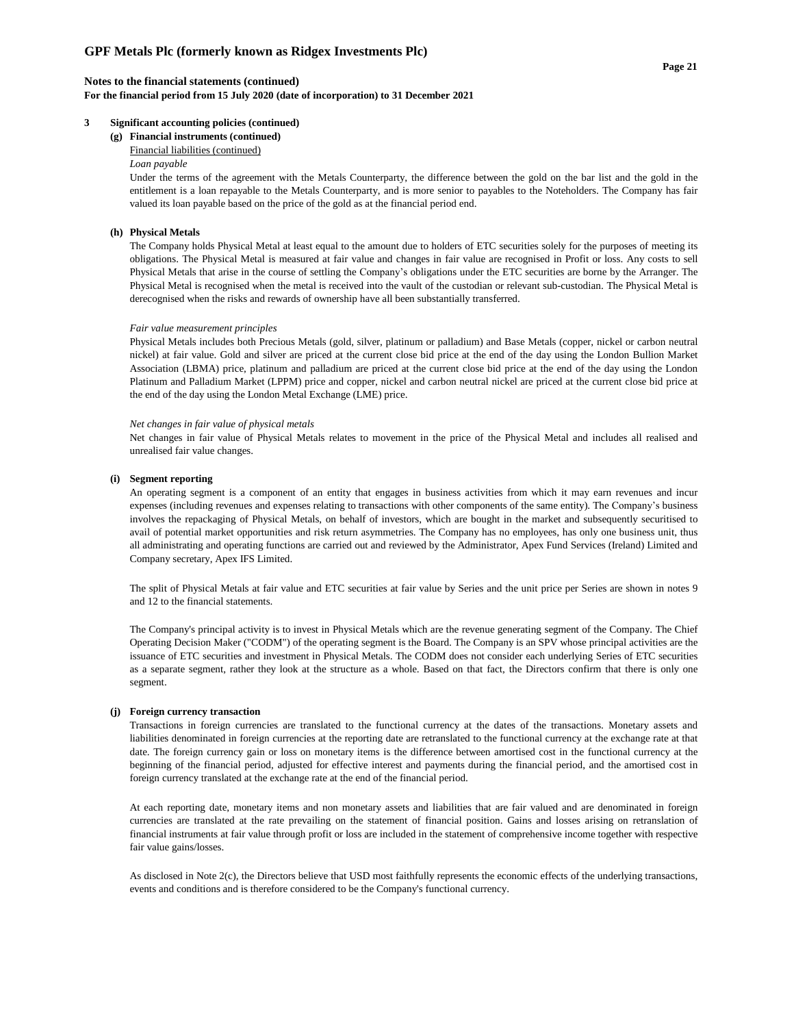**3 Significant accounting policies (continued)**

**(g) Financial instruments (continued)**

Financial liabilities (continued)

*Loan payable*

Under the terms of the agreement with the Metals Counterparty, the difference between the gold on the bar list and the gold in the entitlement is a loan repayable to the Metals Counterparty, and is more senior to payables to the Noteholders. The Company has fair valued its loan payable based on the price of the gold as at the financial period end.

**(h) Physical Metals**

The Company holds Physical Metal at least equal to the amount due to holders of ETC securities solely for the purposes of meeting its obligations. The Physical Metal is measured at fair value and changes in fair value are recognised in Profit or loss. Any costs to sell Physical Metals that arise in the course of settling the Company's obligations under the ETC securities are borne by the Arranger. The Physical Metal is recognised when the metal is received into the vault of the custodian or relevant sub-custodian. The Physical Metal is derecognised when the risks and rewards of ownership have all been substantially transferred.

*Fair value measurement principles*

Physical Metals includes both Precious Metals (gold, silver, platinum or palladium) and Base Metals (copper, nickel or carbon neutral nickel) at fair value. Gold and silver are priced at the current close bid price at the end of the day using the London Bullion Market Association (LBMA) price, platinum and palladium are priced at the current close bid price at the end of the day using the London Platinum and Palladium Market (LPPM) price and copper, nickel and carbon neutral nickel are priced at the current close bid price at the end of the day using the London Metal Exchange (LME) price.

*Net changes in fair value of physical metals*

Net changes in fair value of Physical Metals relates to movement in the price of the Physical Metal and includes all realised and unrealised fair value changes.

**(i) Segment reporting**

An operating segment is a component of an entity that engages in business activities from which it may earn revenues and incur expenses (including revenues and expenses relating to transactions with other components of the same entity). The Company's business involves the repackaging of Physical Metals, on behalf of investors, which are bought in the market and subsequently securitised to avail of potential market opportunities and risk return asymmetries. The Company has no employees, has only one business unit, thus all administrating and operating functions are carried out and reviewed by the Administrator, Apex Fund Services (Ireland) Limited and Company secretary, Apex IFS Limited.

The split of Physical Metals at fair value and ETC securities at fair value by Series and the unit price per Series are shown in notes 9 and 12 to the financial statements.

The Company's principal activity is to invest in Physical Metals which are the revenue generating segment of the Company. The Chief Operating Decision Maker ("CODM") of the operating segment is the Board. The Company is an SPV whose principal activities are the issuance of ETC securities and investment in Physical Metals. The CODM does not consider each underlying Series of ETC securities as a separate segment, rather they look at the structure as a whole. Based on that fact, the Directors confirm that there is only one segment.

**(j) Foreign currency transaction**

Transactions in foreign currencies are translated to the functional currency at the dates of the transactions. Monetary assets and liabilities denominated in foreign currencies at the reporting date are retranslated to the functional currency at the exchange rate at that date. The foreign currency gain or loss on monetary items is the difference between amortised cost in the functional currency at the beginning of the financial period, adjusted for effective interest and payments during the financial period, and the amortised cost in foreign currency translated at the exchange rate at the end of the financial period.

At each reporting date, monetary items and non monetary assets and liabilities that are fair valued and are denominated in foreign currencies are translated at the rate prevailing on the statement of financial position. Gains and losses arising on retranslation of financial instruments at fair value through profit or loss are included in the statement of comprehensive income together with respective fair value gains/losses.

As disclosed in Note 2(c), the Directors believe that USD most faithfully represents the economic effects of the underlying transactions, events and conditions and is therefore considered to be the Company's functional currency.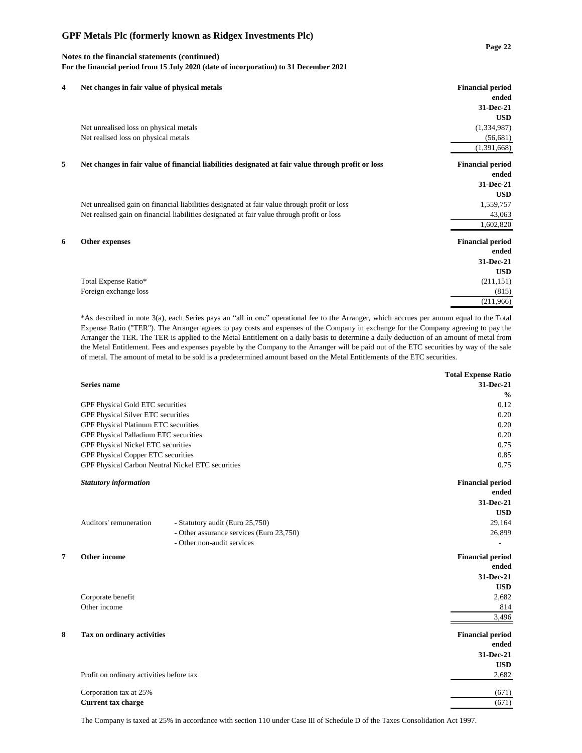# GPF Metals Plc (formerly known as Ridgex Investments Plc)

**Notes to the financial statements (continued)**
**For the financial period from 15 July 2020 (date of incorporation) to 31 December 2021**

## 4 Net changes in fair value of physical metals

| | Financial period ended 31-Dec-21 USD |
|---|---|
| Net unrealised loss on physical metals | (1,334,987) |
| Net realised loss on physical metals | (56,681) |
| | (1,391,668) |

## 5 Net changes in fair value of financial liabilities designated at fair value through profit or loss

| | Financial period ended 31-Dec-21 USD |
|---|---|
| Net unrealised gain on financial liabilities designated at fair value through profit or loss | 1,559,757 |
| Net realised gain on financial liabilities designated at fair value through profit or loss | 43,063 |
| | 1,602,820 |

## 6 Other expenses

| | Financial period ended 31-Dec-21 USD |
|---|---|
| Total Expense Ratio* | (211,151) |
| Foreign exchange loss | (815) |
| | (211,966) |

*As described in note 3(a), each Series pays an "all in one" operational fee to the Arranger, which accrues per annum equal to the Total Expense Ratio ("TER"). The Arranger agrees to pay costs and expenses of the Company in exchange for the Company agreeing to pay the Arranger the TER. The TER is applied to the Metal Entitlement on a daily basis to determine a daily deduction of an amount of metal from the Metal Entitlement. Fees and expenses payable by the Company to the Arranger will be paid out of the ETC securities by way of the sale of metal. The amount of metal to be sold is a predetermined amount based on the Metal Entitlements of the ETC securities.

| Series name | Total Expense Ratio 31-Dec-21 % |
|---|---|
| GPF Physical Gold ETC securities | 0.12 |
| GPF Physical Silver ETC securities | 0.20 |
| GPF Physical Platinum ETC securities | 0.20 |
| GPF Physical Palladium ETC securities | 0.20 |
| GPF Physical Nickel ETC securities | 0.75 |
| GPF Physical Copper ETC securities | 0.85 |
| GPF Physical Carbon Neutral Nickel ETC securities | 0.75 |

***Statutory information***

| | | Financial period ended 31-Dec-21 USD |
|---|---|---|
| Auditors' remuneration | - Statutory audit (Euro 25,750) | 29,164 |
| | - Other assurance services (Euro 23,750) | 26,899 |
| | - Other non-audit services | - |

## 7 Other income

| | Financial period ended 31-Dec-21 USD |
|---|---|
| Corporate benefit | 2,682 |
| Other income | 814 |
| | 3,496 |

## 8 Tax on ordinary activities

| | Financial period ended 31-Dec-21 USD |
|---|---|
| Profit on ordinary activities before tax | 2,682 |
| Corporation tax at 25% | (671) |
| **Current tax charge** | (671) |

The Company is taxed at 25% in accordance with section 110 under Case III of Schedule D of the Taxes Consolidation Act 1997.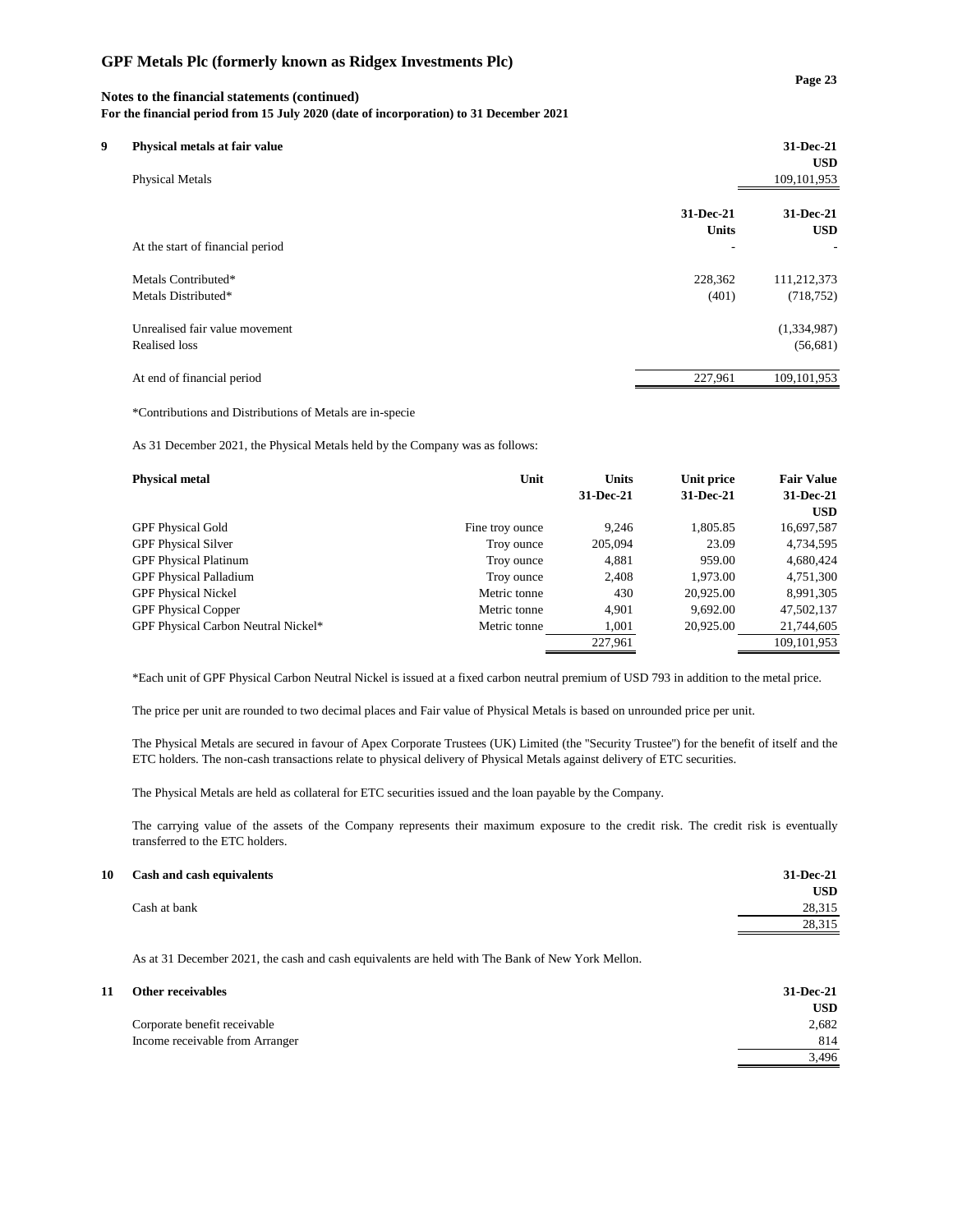# GPF Metals Plc (formerly known as Ridgex Investments Plc)

**Notes to the financial statements (continued)**
**For the financial period from 15 July 2020 (date of incorporation) to 31 December 2021**

## 9 Physical metals at fair value

| | 31-Dec-21 USD |
|---|---|
| Physical Metals | 109,101,953 |

| | 31-Dec-21 Units | 31-Dec-21 USD |
|---|---|---|
| At the start of financial period | - | - |
| Metals Contributed* | 228,362 | 111,212,373 |
| Metals Distributed* | (401) | (718,752) |
| Unrealised fair value movement | | (1,334,987) |
| Realised loss | | (56,681) |
| At end of financial period | 227,961 | 109,101,953 |

*Contributions and Distributions of Metals are in-specie

As 31 December 2021, the Physical Metals held by the Company was as follows:

| Physical metal | Unit | Units 31-Dec-21 | Unit price 31-Dec-21 | Fair Value 31-Dec-21 USD |
|---|---|---|---|---|
| GPF Physical Gold | Fine troy ounce | 9,246 | 1,805.85 | 16,697,587 |
| GPF Physical Silver | Troy ounce | 205,094 | 23.09 | 4,734,595 |
| GPF Physical Platinum | Troy ounce | 4,881 | 959.00 | 4,680,424 |
| GPF Physical Palladium | Troy ounce | 2,408 | 1,973.00 | 4,751,300 |
| GPF Physical Nickel | Metric tonne | 430 | 20,925.00 | 8,991,305 |
| GPF Physical Copper | Metric tonne | 4,901 | 9,692.00 | 47,502,137 |
| GPF Physical Carbon Neutral Nickel* | Metric tonne | 1,001 | 20,925.00 | 21,744,605 |
| | | 227,961 | | 109,101,953 |

*Each unit of GPF Physical Carbon Neutral Nickel is issued at a fixed carbon neutral premium of USD 793 in addition to the metal price.

The price per unit are rounded to two decimal places and Fair value of Physical Metals is based on unrounded price per unit.

The Physical Metals are secured in favour of Apex Corporate Trustees (UK) Limited (the "Security Trustee") for the benefit of itself and the ETC holders. The non-cash transactions relate to physical delivery of Physical Metals against delivery of ETC securities.

The Physical Metals are held as collateral for ETC securities issued and the loan payable by the Company.

The carrying value of the assets of the Company represents their maximum exposure to the credit risk. The credit risk is eventually transferred to the ETC holders.

## 10 Cash and cash equivalents

| | 31-Dec-21 USD |
|---|---|
| Cash at bank | 28,315 |
| | 28,315 |

As at 31 December 2021, the cash and cash equivalents are held with The Bank of New York Mellon.

## 11 Other receivables

| | 31-Dec-21 USD |
|---|---|
| Corporate benefit receivable | 2,682 |
| Income receivable from Arranger | 814 |
| | 3,496 |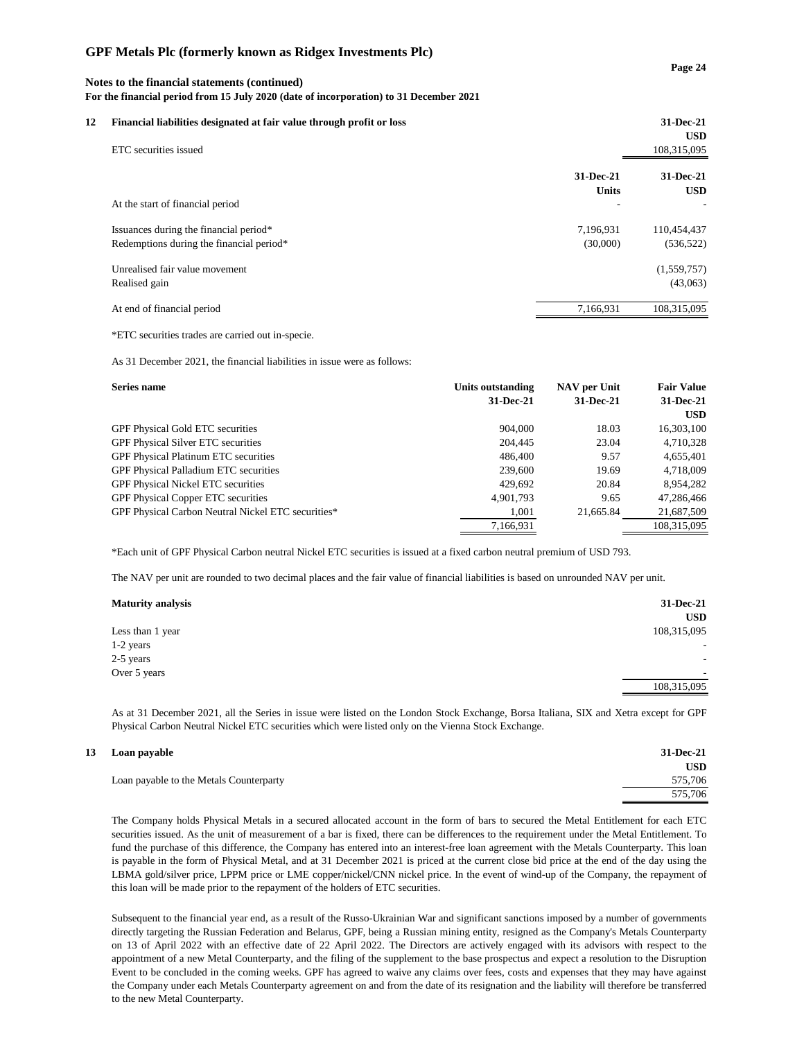**GPF Metals Plc (formerly known as Ridgex Investments Plc)**

**Notes to the financial statements (continued)**
**For the financial period from 15 July 2020 (date of incorporation) to 31 December 2021**

## 12 Financial liabilities designated at fair value through profit or loss

| | 31-Dec-21 USD |
|---|---|
| ETC securities issued | 108,315,095 |

| | 31-Dec-21 Units | 31-Dec-21 USD |
|---|---|---|
| At the start of financial period | - | - |
| Issuances during the financial period* | 7,196,931 | 110,454,437 |
| Redemptions during the financial period* | (30,000) | (536,522) |
| Unrealised fair value movement | | (1,559,757) |
| Realised gain | | (43,063) |
| At end of financial period | 7,166,931 | 108,315,095 |

*ETC securities trades are carried out in-specie.

As 31 December 2021, the financial liabilities in issue were as follows:

| Series name | Units outstanding 31-Dec-21 | NAV per Unit 31-Dec-21 | Fair Value 31-Dec-21 USD |
|---|---|---|---|
| GPF Physical Gold ETC securities | 904,000 | 18.03 | 16,303,100 |
| GPF Physical Silver ETC securities | 204,445 | 23.04 | 4,710,328 |
| GPF Physical Platinum ETC securities | 486,400 | 9.57 | 4,655,401 |
| GPF Physical Palladium ETC securities | 239,600 | 19.69 | 4,718,009 |
| GPF Physical Nickel ETC securities | 429,692 | 20.84 | 8,954,282 |
| GPF Physical Copper ETC securities | 4,901,793 | 9.65 | 47,286,466 |
| GPF Physical Carbon Neutral Nickel ETC securities* | 1,001 | 21,665.84 | 21,687,509 |
| | 7,166,931 | | 108,315,095 |

*Each unit of GPF Physical Carbon neutral Nickel ETC securities is issued at a fixed carbon neutral premium of USD 793.

The NAV per unit are rounded to two decimal places and the fair value of financial liabilities is based on unrounded NAV per unit.

| Maturity analysis | 31-Dec-21 USD |
|---|---|
| Less than 1 year | 108,315,095 |
| 1-2 years | - |
| 2-5 years | - |
| Over 5 years | - |
| | 108,315,095 |

As at 31 December 2021, all the Series in issue were listed on the London Stock Exchange, Borsa Italiana, SIX and Xetra except for GPF Physical Carbon Neutral Nickel ETC securities which were listed only on the Vienna Stock Exchange.

## 13 Loan payable

| | 31-Dec-21 USD |
|---|---|
| Loan payable to the Metals Counterparty | 575,706 |
| | 575,706 |

The Company holds Physical Metals in a secured allocated account in the form of bars to secured the Metal Entitlement for each ETC securities issued. As the unit of measurement of a bar is fixed, there can be differences to the requirement under the Metal Entitlement. To fund the purchase of this difference, the Company has entered into an interest-free loan agreement with the Metals Counterparty. This loan is payable in the form of Physical Metal, and at 31 December 2021 is priced at the current close bid price at the end of the day using the LBMA gold/silver price, LPPM price or LME copper/nickel/CNN nickel price. In the event of wind-up of the Company, the repayment of this loan will be made prior to the repayment of the holders of ETC securities.

Subsequent to the financial year end, as a result of the Russo-Ukrainian War and significant sanctions imposed by a number of governments directly targeting the Russian Federation and Belarus, GPF, being a Russian mining entity, resigned as the Company's Metals Counterparty on 13 of April 2022 with an effective date of 22 April 2022. The Directors are actively engaged with its advisors with respect to the appointment of a new Metal Counterparty, and the filing of the supplement to the base prospectus and expect a resolution to the Disruption Event to be concluded in the coming weeks. GPF has agreed to waive any claims over fees, costs and expenses that they may have against the Company under each Metals Counterparty agreement on and from the date of its resignation and the liability will therefore be transferred to the new Metal Counterparty.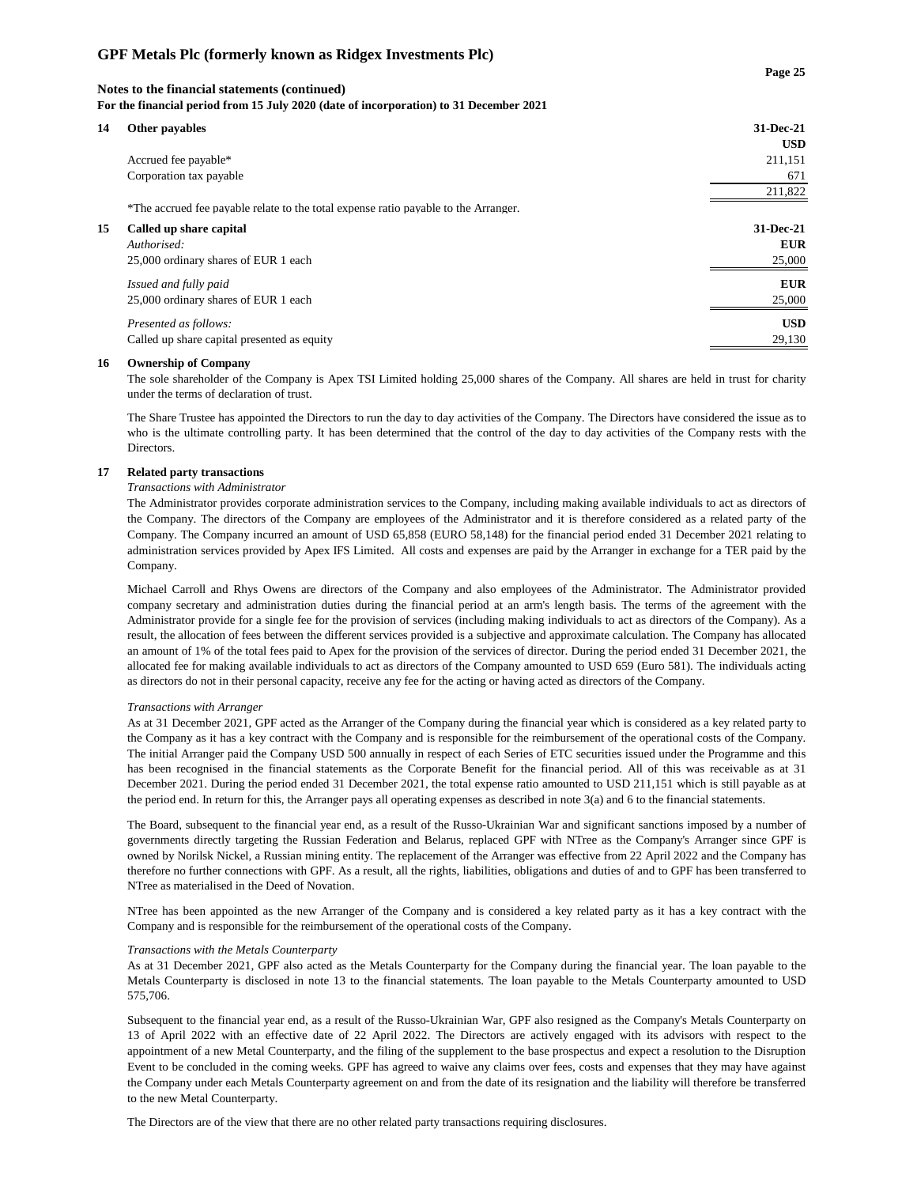**Notes to the financial statements (continued)**
**For the financial period from 15 July 2020 (date of incorporation) to 31 December 2021**

**14 Other payables**

| | 31-Dec-21 |
|---|---|
| | USD |
| Accrued fee payable* | 211,151 |
| Corporation tax payable | 671 |
| | 211,822 |

*The accrued fee payable relate to the total expense ratio payable to the Arranger.

**15 Called up share capital**

| | 31-Dec-21 |
|---|---|
| *Authorised:* | EUR |
| 25,000 ordinary shares of EUR 1 each | 25,000 |
| *Issued and fully paid* | EUR |
| 25,000 ordinary shares of EUR 1 each | 25,000 |
| *Presented as follows:* | USD |
| Called up share capital presented as equity | 29,130 |

**16 Ownership of Company**

The sole shareholder of the Company is Apex TSI Limited holding 25,000 shares of the Company. All shares are held in trust for charity under the terms of declaration of trust.

The Share Trustee has appointed the Directors to run the day to day activities of the Company. The Directors have considered the issue as to who is the ultimate controlling party. It has been determined that the control of the day to day activities of the Company rests with the Directors.

**17 Related party transactions**

*Transactions with Administrator*

The Administrator provides corporate administration services to the Company, including making available individuals to act as directors of the Company. The directors of the Company are employees of the Administrator and it is therefore considered as a related party of the Company. The Company incurred an amount of USD 65,858 (EURO 58,148) for the financial period ended 31 December 2021 relating to administration services provided by Apex IFS Limited. All costs and expenses are paid by the Arranger in exchange for a TER paid by the Company.

Michael Carroll and Rhys Owens are directors of the Company and also employees of the Administrator. The Administrator provided company secretary and administration duties during the financial period at an arm's length basis. The terms of the agreement with the Administrator provide for a single fee for the provision of services (including making individuals to act as directors of the Company). As a result, the allocation of fees between the different services provided is a subjective and approximate calculation. The Company has allocated an amount of 1% of the total fees paid to Apex for the provision of the services of director. During the period ended 31 December 2021, the allocated fee for making available individuals to act as directors of the Company amounted to USD 659 (Euro 581). The individuals acting as directors do not in their personal capacity, receive any fee for the acting or having acted as directors of the Company.

*Transactions with Arranger*

As at 31 December 2021, GPF acted as the Arranger of the Company during the financial year which is considered as a key related party to the Company as it has a key contract with the Company and is responsible for the reimbursement of the operational costs of the Company. The initial Arranger paid the Company USD 500 annually in respect of each Series of ETC securities issued under the Programme and this has been recognised in the financial statements as the Corporate Benefit for the financial period. All of this was receivable as at 31 December 2021. During the period ended 31 December 2021, the total expense ratio amounted to USD 211,151 which is still payable as at the period end. In return for this, the Arranger pays all operating expenses as described in note 3(a) and 6 to the financial statements.

The Board, subsequent to the financial year end, as a result of the Russo-Ukrainian War and significant sanctions imposed by a number of governments directly targeting the Russian Federation and Belarus, replaced GPF with NTree as the Company's Arranger since GPF is owned by Norilsk Nickel, a Russian mining entity. The replacement of the Arranger was effective from 22 April 2022 and the Company has therefore no further connections with GPF. As a result, all the rights, liabilities, obligations and duties of and to GPF has been transferred to NTree as materialised in the Deed of Novation.

NTree has been appointed as the new Arranger of the Company and is considered a key related party as it has a key contract with the Company and is responsible for the reimbursement of the operational costs of the Company.

*Transactions with the Metals Counterparty*

As at 31 December 2021, GPF also acted as the Metals Counterparty for the Company during the financial year. The loan payable to the Metals Counterparty is disclosed in note 13 to the financial statements. The loan payable to the Metals Counterparty amounted to USD 575,706.

Subsequent to the financial year end, as a result of the Russo-Ukrainian War, GPF also resigned as the Company's Metals Counterparty on 13 of April 2022 with an effective date of 22 April 2022. The Directors are actively engaged with its advisors with respect to the appointment of a new Metal Counterparty, and the filing of the supplement to the base prospectus and expect a resolution to the Disruption Event to be concluded in the coming weeks. GPF has agreed to waive any claims over fees, costs and expenses that they may have against the Company under each Metals Counterparty agreement on and from the date of its resignation and the liability will therefore be transferred to the new Metal Counterparty.

The Directors are of the view that there are no other related party transactions requiring disclosures.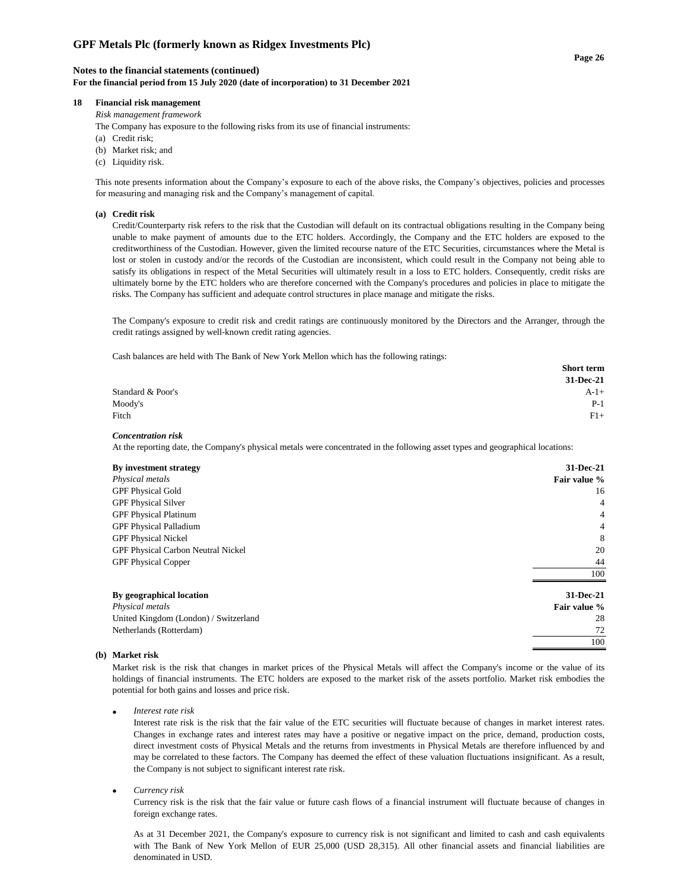**Notes to the financial statements (continued)**
**For the financial period from 15 July 2020 (date of incorporation) to 31 December 2021**

## 18 Financial risk management

*Risk management framework*

The Company has exposure to the following risks from its use of financial instruments:

(a) Credit risk;
(b) Market risk; and
(c) Liquidity risk.

This note presents information about the Company's exposure to each of the above risks, the Company's objectives, policies and processes for measuring and managing risk and the Company's management of capital.

### (a) Credit risk

Credit/Counterparty risk refers to the risk that the Custodian will default on its contractual obligations resulting in the Company being unable to make payment of amounts due to the ETC holders. Accordingly, the Company and the ETC holders are exposed to the creditworthiness of the Custodian. However, given the limited recourse nature of the ETC Securities, circumstances where the Metal is lost or stolen in custody and/or the records of the Custodian are inconsistent, which could result in the Company not being able to satisfy its obligations in respect of the Metal Securities will ultimately result in a loss to ETC holders. Consequently, credit risks are ultimately borne by the ETC holders who are therefore concerned with the Company's procedures and policies in place to mitigate the risks. The Company has sufficient and adequate control structures in place manage and mitigate the risks.

The Company's exposure to credit risk and credit ratings are continuously monitored by the Directors and the Arranger, through the credit ratings assigned by well-known credit rating agencies.

Cash balances are held with The Bank of New York Mellon which has the following ratings:

| | **Short term** |
|---|---|
| | **31-Dec-21** |
| Standard & Poor's | A-1+ |
| Moody's | P-1 |
| Fitch | F1+ |

***Concentration risk***

At the reporting date, the Company's physical metals were concentrated in the following asset types and geographical locations:

| **By investment strategy** | **31-Dec-21** |
|---|---|
| *Physical metals* | **Fair value %** |
| GPF Physical Gold | 16 |
| GPF Physical Silver | 4 |
| GPF Physical Platinum | 4 |
| GPF Physical Palladium | 4 |
| GPF Physical Nickel | 8 |
| GPF Physical Carbon Neutral Nickel | 20 |
| GPF Physical Copper | 44 |
| | 100 |

| **By geographical location** | **31-Dec-21** |
|---|---|
| *Physical metals* | **Fair value %** |
| United Kingdom (London) / Switzerland | 28 |
| Netherlands (Rotterdam) | 72 |
| | 100 |

### (b) Market risk

Market risk is the risk that changes in market prices of the Physical Metals will affect the Company's income or the value of its holdings of financial instruments. The ETC holders are exposed to the market risk of the assets portfolio. Market risk embodies the potential for both gains and losses and price risk.

- *Interest rate risk*

  Interest rate risk is the risk that the fair value of the ETC securities will fluctuate because of changes in market interest rates. Changes in exchange rates and interest rates may have a positive or negative impact on the price, demand, production costs, direct investment costs of Physical Metals and the returns from investments in Physical Metals are therefore influenced by and may be correlated to these factors. The Company has deemed the effect of these valuation fluctuations insignificant. As a result, the Company is not subject to significant interest rate risk.

- *Currency risk*

  Currency risk is the risk that the fair value or future cash flows of a financial instrument will fluctuate because of changes in foreign exchange rates.

  As at 31 December 2021, the Company's exposure to currency risk is not significant and limited to cash and cash equivalents with The Bank of New York Mellon of EUR 25,000 (USD 28,315). All other financial assets and financial liabilities are denominated in USD.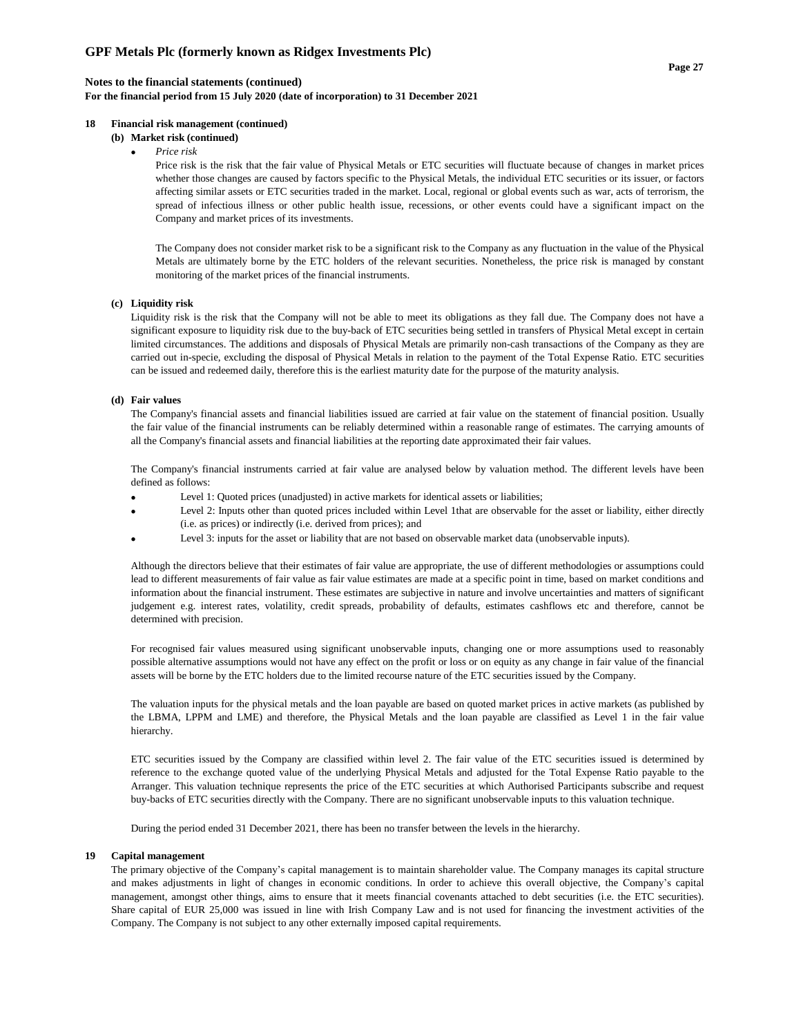## 18 Financial risk management (continued)

### (b) Market risk (continued)

- *Price risk*

  Price risk is the risk that the fair value of Physical Metals or ETC securities will fluctuate because of changes in market prices whether those changes are caused by factors specific to the Physical Metals, the individual ETC securities or its issuer, or factors affecting similar assets or ETC securities traded in the market. Local, regional or global events such as war, acts of terrorism, the spread of infectious illness or other public health issue, recessions, or other events could have a significant impact on the Company and market prices of its investments.

  The Company does not consider market risk to be a significant risk to the Company as any fluctuation in the value of the Physical Metals are ultimately borne by the ETC holders of the relevant securities. Nonetheless, the price risk is managed by constant monitoring of the market prices of the financial instruments.

### (c) Liquidity risk

Liquidity risk is the risk that the Company will not be able to meet its obligations as they fall due. The Company does not have a significant exposure to liquidity risk due to the buy-back of ETC securities being settled in transfers of Physical Metal except in certain limited circumstances. The additions and disposals of Physical Metals are primarily non-cash transactions of the Company as they are carried out in-specie, excluding the disposal of Physical Metals in relation to the payment of the Total Expense Ratio. ETC securities can be issued and redeemed daily, therefore this is the earliest maturity date for the purpose of the maturity analysis.

### (d) Fair values

The Company's financial assets and financial liabilities issued are carried at fair value on the statement of financial position. Usually the fair value of the financial instruments can be reliably determined within a reasonable range of estimates. The carrying amounts of all the Company's financial assets and financial liabilities at the reporting date approximated their fair values.

The Company's financial instruments carried at fair value are analysed below by valuation method. The different levels have been defined as follows:

- Level 1: Quoted prices (unadjusted) in active markets for identical assets or liabilities;
- Level 2: Inputs other than quoted prices included within Level 1that are observable for the asset or liability, either directly (i.e. as prices) or indirectly (i.e. derived from prices); and
- Level 3: inputs for the asset or liability that are not based on observable market data (unobservable inputs).

Although the directors believe that their estimates of fair value are appropriate, the use of different methodologies or assumptions could lead to different measurements of fair value as fair value estimates are made at a specific point in time, based on market conditions and information about the financial instrument. These estimates are subjective in nature and involve uncertainties and matters of significant judgement e.g. interest rates, volatility, credit spreads, probability of defaults, estimates cashflows etc and therefore, cannot be determined with precision.

For recognised fair values measured using significant unobservable inputs, changing one or more assumptions used to reasonably possible alternative assumptions would not have any effect on the profit or loss or on equity as any change in fair value of the financial assets will be borne by the ETC holders due to the limited recourse nature of the ETC securities issued by the Company.

The valuation inputs for the physical metals and the loan payable are based on quoted market prices in active markets (as published by the LBMA, LPPM and LME) and therefore, the Physical Metals and the loan payable are classified as Level 1 in the fair value hierarchy.

ETC securities issued by the Company are classified within level 2. The fair value of the ETC securities issued is determined by reference to the exchange quoted value of the underlying Physical Metals and adjusted for the Total Expense Ratio payable to the Arranger. This valuation technique represents the price of the ETC securities at which Authorised Participants subscribe and request buy-backs of ETC securities directly with the Company. There are no significant unobservable inputs to this valuation technique.

During the period ended 31 December 2021, there has been no transfer between the levels in the hierarchy.

## 19 Capital management

The primary objective of the Company's capital management is to maintain shareholder value. The Company manages its capital structure and makes adjustments in light of changes in economic conditions. In order to achieve this overall objective, the Company's capital management, amongst other things, aims to ensure that it meets financial covenants attached to debt securities (i.e. the ETC securities). Share capital of EUR 25,000 was issued in line with Irish Company Law and is not used for financing the investment activities of the Company. The Company is not subject to any other externally imposed capital requirements.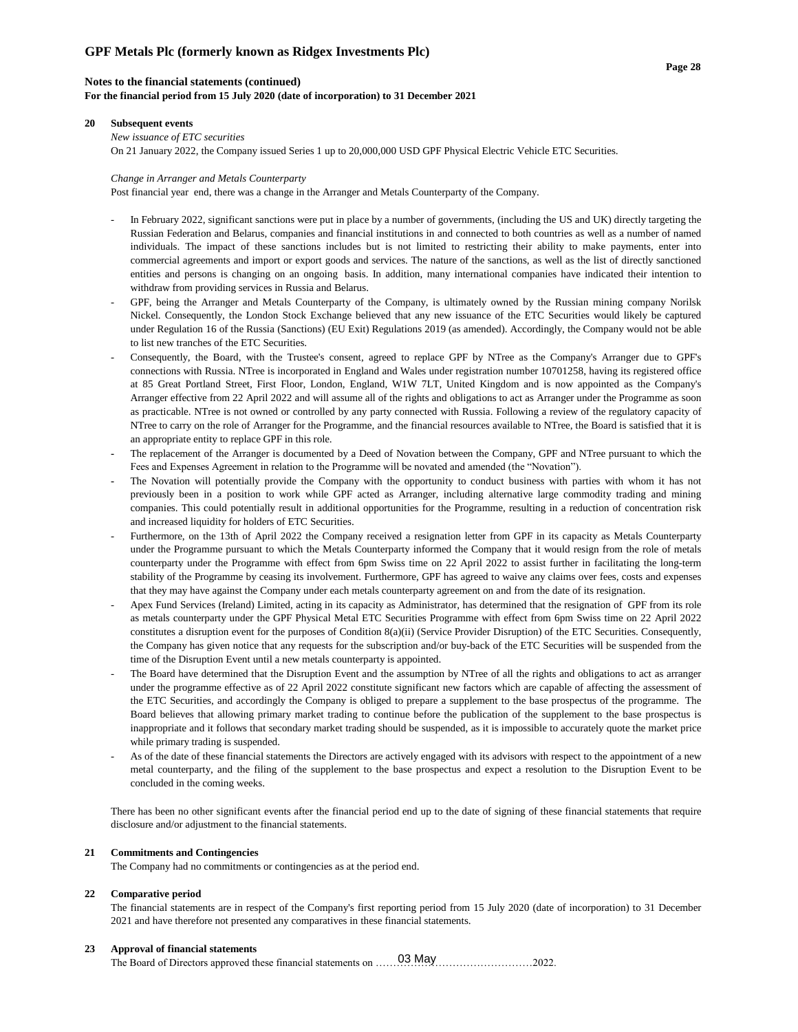## 20 Subsequent events

*New issuance of ETC securities*

On 21 January 2022, the Company issued Series 1 up to 20,000,000 USD GPF Physical Electric Vehicle ETC Securities.

*Change in Arranger and Metals Counterparty*

Post financial year end, there was a change in the Arranger and Metals Counterparty of the Company.

- In February 2022, significant sanctions were put in place by a number of governments, (including the US and UK) directly targeting the Russian Federation and Belarus, companies and financial institutions in and connected to both countries as well as a number of named individuals. The impact of these sanctions includes but is not limited to restricting their ability to make payments, enter into commercial agreements and import or export goods and services. The nature of the sanctions, as well as the list of directly sanctioned entities and persons is changing on an ongoing basis. In addition, many international companies have indicated their intention to withdraw from providing services in Russia and Belarus.
- GPF, being the Arranger and Metals Counterparty of the Company, is ultimately owned by the Russian mining company Norilsk Nickel. Consequently, the London Stock Exchange believed that any new issuance of the ETC Securities would likely be captured under Regulation 16 of the Russia (Sanctions) (EU Exit) Regulations 2019 (as amended). Accordingly, the Company would not be able to list new tranches of the ETC Securities.
- Consequently, the Board, with the Trustee's consent, agreed to replace GPF by NTree as the Company's Arranger due to GPF's connections with Russia. NTree is incorporated in England and Wales under registration number 10701258, having its registered office at 85 Great Portland Street, First Floor, London, England, W1W 7LT, United Kingdom and is now appointed as the Company's Arranger effective from 22 April 2022 and will assume all of the rights and obligations to act as Arranger under the Programme as soon as practicable. NTree is not owned or controlled by any party connected with Russia. Following a review of the regulatory capacity of NTree to carry on the role of Arranger for the Programme, and the financial resources available to NTree, the Board is satisfied that it is an appropriate entity to replace GPF in this role.
- The replacement of the Arranger is documented by a Deed of Novation between the Company, GPF and NTree pursuant to which the Fees and Expenses Agreement in relation to the Programme will be novated and amended (the "Novation").
- The Novation will potentially provide the Company with the opportunity to conduct business with parties with whom it has not previously been in a position to work while GPF acted as Arranger, including alternative large commodity trading and mining companies. This could potentially result in additional opportunities for the Programme, resulting in a reduction of concentration risk and increased liquidity for holders of ETC Securities.
- Furthermore, on the 13th of April 2022 the Company received a resignation letter from GPF in its capacity as Metals Counterparty under the Programme pursuant to which the Metals Counterparty informed the Company that it would resign from the role of metals counterparty under the Programme with effect from 6pm Swiss time on 22 April 2022 to assist further in facilitating the long-term stability of the Programme by ceasing its involvement. Furthermore, GPF has agreed to waive any claims over fees, costs and expenses that they may have against the Company under each metals counterparty agreement on and from the date of its resignation.
- Apex Fund Services (Ireland) Limited, acting in its capacity as Administrator, has determined that the resignation of GPF from its role as metals counterparty under the GPF Physical Metal ETC Securities Programme with effect from 6pm Swiss time on 22 April 2022 constitutes a disruption event for the purposes of Condition 8(a)(ii) (Service Provider Disruption) of the ETC Securities. Consequently, the Company has given notice that any requests for the subscription and/or buy-back of the ETC Securities will be suspended from the time of the Disruption Event until a new metals counterparty is appointed.
- The Board have determined that the Disruption Event and the assumption by NTree of all the rights and obligations to act as arranger under the programme effective as of 22 April 2022 constitute significant new factors which are capable of affecting the assessment of the ETC Securities, and accordingly the Company is obliged to prepare a supplement to the base prospectus of the programme. The Board believes that allowing primary market trading to continue before the publication of the supplement to the base prospectus is inappropriate and it follows that secondary market trading should be suspended, as it is impossible to accurately quote the market price while primary trading is suspended.
- As of the date of these financial statements the Directors are actively engaged with its advisors with respect to the appointment of a new metal counterparty, and the filing of the supplement to the base prospectus and expect a resolution to the Disruption Event to be concluded in the coming weeks.

There has been no other significant events after the financial period end up to the date of signing of these financial statements that require disclosure and/or adjustment to the financial statements.

## 21 Commitments and Contingencies

The Company had no commitments or contingencies as at the period end.

## 22 Comparative period

The financial statements are in respect of the Company's first reporting period from 15 July 2020 (date of incorporation) to 31 December 2021 and have therefore not presented any comparatives in these financial statements.

## 23 Approval of financial statements

The Board of Directors approved these financial statements on ……03 May……………………………2022.